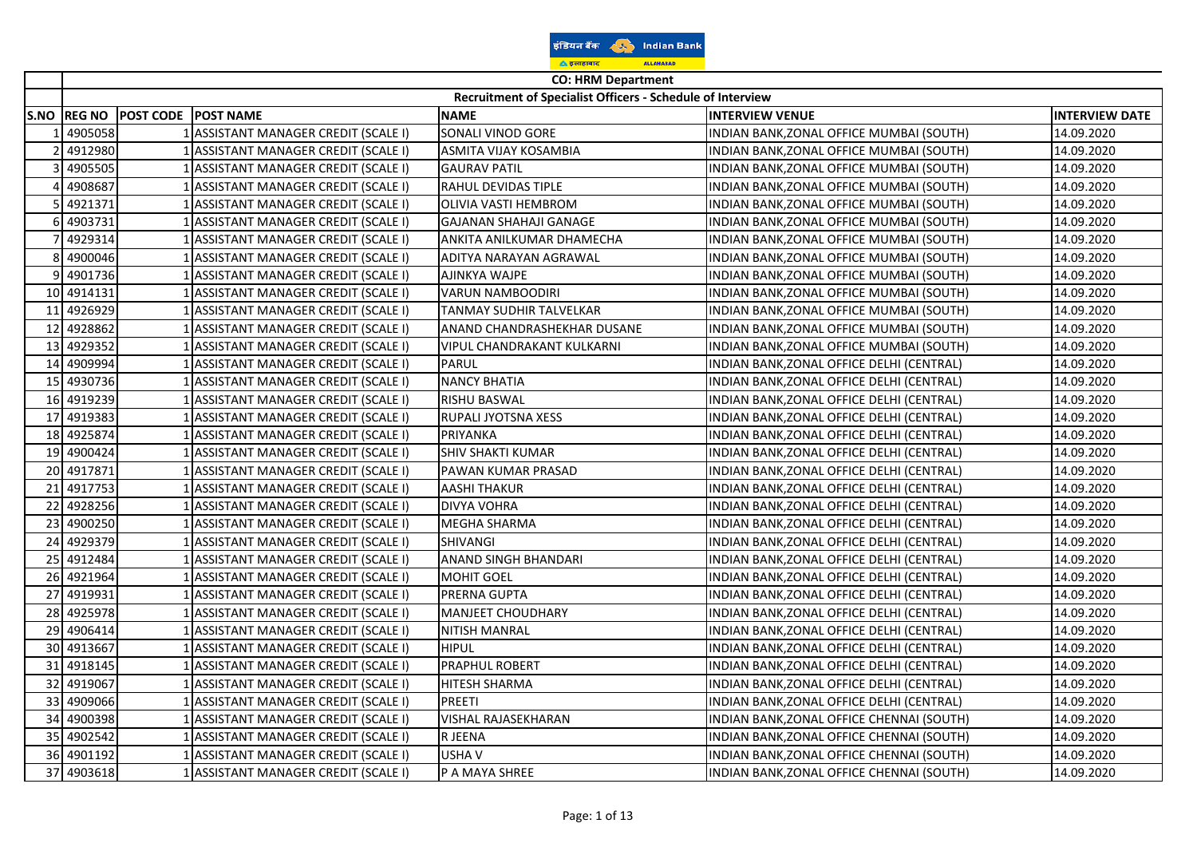# CO: HRM Department

## Recruitment of Specialist Officers - Schedule of Interview

| S.NO | REG NO | POST CODE | POST NAME | NAME | INTERVIEW VENUE | INTERVIEW DATE |
|---|---|---|---|---|---|---|
| 1 | 4905058 | 1 | ASSISTANT MANAGER CREDIT (SCALE I) | SONALI VINOD GORE | INDIAN BANK,ZONAL OFFICE MUMBAI (SOUTH) | 14.09.2020 |
| 2 | 4912980 | 1 | ASSISTANT MANAGER CREDIT (SCALE I) | ASMITA VIJAY KOSAMBIA | INDIAN BANK,ZONAL OFFICE MUMBAI (SOUTH) | 14.09.2020 |
| 3 | 4905505 | 1 | ASSISTANT MANAGER CREDIT (SCALE I) | GAURAV PATIL | INDIAN BANK,ZONAL OFFICE MUMBAI (SOUTH) | 14.09.2020 |
| 4 | 4908687 | 1 | ASSISTANT MANAGER CREDIT (SCALE I) | RAHUL DEVIDAS TIPLE | INDIAN BANK,ZONAL OFFICE MUMBAI (SOUTH) | 14.09.2020 |
| 5 | 4921371 | 1 | ASSISTANT MANAGER CREDIT (SCALE I) | OLIVIA VASTI HEMBROM | INDIAN BANK,ZONAL OFFICE MUMBAI (SOUTH) | 14.09.2020 |
| 6 | 4903731 | 1 | ASSISTANT MANAGER CREDIT (SCALE I) | GAJANAN SHAHAJI GANAGE | INDIAN BANK,ZONAL OFFICE MUMBAI (SOUTH) | 14.09.2020 |
| 7 | 4929314 | 1 | ASSISTANT MANAGER CREDIT (SCALE I) | ANKITA ANILKUMAR DHAMECHA | INDIAN BANK,ZONAL OFFICE MUMBAI (SOUTH) | 14.09.2020 |
| 8 | 4900046 | 1 | ASSISTANT MANAGER CREDIT (SCALE I) | ADITYA NARAYAN AGRAWAL | INDIAN BANK,ZONAL OFFICE MUMBAI (SOUTH) | 14.09.2020 |
| 9 | 4901736 | 1 | ASSISTANT MANAGER CREDIT (SCALE I) | AJINKYA WAJPE | INDIAN BANK,ZONAL OFFICE MUMBAI (SOUTH) | 14.09.2020 |
| 10 | 4914131 | 1 | ASSISTANT MANAGER CREDIT (SCALE I) | VARUN NAMBOODIRI | INDIAN BANK,ZONAL OFFICE MUMBAI (SOUTH) | 14.09.2020 |
| 11 | 4926929 | 1 | ASSISTANT MANAGER CREDIT (SCALE I) | TANMAY SUDHIR TALVELKAR | INDIAN BANK,ZONAL OFFICE MUMBAI (SOUTH) | 14.09.2020 |
| 12 | 4928862 | 1 | ASSISTANT MANAGER CREDIT (SCALE I) | ANAND CHANDRASHEKHAR DUSANE | INDIAN BANK,ZONAL OFFICE MUMBAI (SOUTH) | 14.09.2020 |
| 13 | 4929352 | 1 | ASSISTANT MANAGER CREDIT (SCALE I) | VIPUL CHANDRAKANT KULKARNI | INDIAN BANK,ZONAL OFFICE MUMBAI (SOUTH) | 14.09.2020 |
| 14 | 4909994 | 1 | ASSISTANT MANAGER CREDIT (SCALE I) | PARUL | INDIAN BANK,ZONAL OFFICE DELHI (CENTRAL) | 14.09.2020 |
| 15 | 4930736 | 1 | ASSISTANT MANAGER CREDIT (SCALE I) | NANCY BHATIA | INDIAN BANK,ZONAL OFFICE DELHI (CENTRAL) | 14.09.2020 |
| 16 | 4919239 | 1 | ASSISTANT MANAGER CREDIT (SCALE I) | RISHU BASWAL | INDIAN BANK,ZONAL OFFICE DELHI (CENTRAL) | 14.09.2020 |
| 17 | 4919383 | 1 | ASSISTANT MANAGER CREDIT (SCALE I) | RUPALI JYOTSNA XESS | INDIAN BANK,ZONAL OFFICE DELHI (CENTRAL) | 14.09.2020 |
| 18 | 4925874 | 1 | ASSISTANT MANAGER CREDIT (SCALE I) | PRIYANKA | INDIAN BANK,ZONAL OFFICE DELHI (CENTRAL) | 14.09.2020 |
| 19 | 4900424 | 1 | ASSISTANT MANAGER CREDIT (SCALE I) | SHIV SHAKTI KUMAR | INDIAN BANK,ZONAL OFFICE DELHI (CENTRAL) | 14.09.2020 |
| 20 | 4917871 | 1 | ASSISTANT MANAGER CREDIT (SCALE I) | PAWAN KUMAR PRASAD | INDIAN BANK,ZONAL OFFICE DELHI (CENTRAL) | 14.09.2020 |
| 21 | 4917753 | 1 | ASSISTANT MANAGER CREDIT (SCALE I) | AASHI THAKUR | INDIAN BANK,ZONAL OFFICE DELHI (CENTRAL) | 14.09.2020 |
| 22 | 4928256 | 1 | ASSISTANT MANAGER CREDIT (SCALE I) | DIVYA VOHRA | INDIAN BANK,ZONAL OFFICE DELHI (CENTRAL) | 14.09.2020 |
| 23 | 4900250 | 1 | ASSISTANT MANAGER CREDIT (SCALE I) | MEGHA SHARMA | INDIAN BANK,ZONAL OFFICE DELHI (CENTRAL) | 14.09.2020 |
| 24 | 4929379 | 1 | ASSISTANT MANAGER CREDIT (SCALE I) | SHIVANGI | INDIAN BANK,ZONAL OFFICE DELHI (CENTRAL) | 14.09.2020 |
| 25 | 4912484 | 1 | ASSISTANT MANAGER CREDIT (SCALE I) | ANAND SINGH BHANDARI | INDIAN BANK,ZONAL OFFICE DELHI (CENTRAL) | 14.09.2020 |
| 26 | 4921964 | 1 | ASSISTANT MANAGER CREDIT (SCALE I) | MOHIT GOEL | INDIAN BANK,ZONAL OFFICE DELHI (CENTRAL) | 14.09.2020 |
| 27 | 4919931 | 1 | ASSISTANT MANAGER CREDIT (SCALE I) | PRERNA GUPTA | INDIAN BANK,ZONAL OFFICE DELHI (CENTRAL) | 14.09.2020 |
| 28 | 4925978 | 1 | ASSISTANT MANAGER CREDIT (SCALE I) | MANJEET CHOUDHARY | INDIAN BANK,ZONAL OFFICE DELHI (CENTRAL) | 14.09.2020 |
| 29 | 4906414 | 1 | ASSISTANT MANAGER CREDIT (SCALE I) | NITISH MANRAL | INDIAN BANK,ZONAL OFFICE DELHI (CENTRAL) | 14.09.2020 |
| 30 | 4913667 | 1 | ASSISTANT MANAGER CREDIT (SCALE I) | HIPUL | INDIAN BANK,ZONAL OFFICE DELHI (CENTRAL) | 14.09.2020 |
| 31 | 4918145 | 1 | ASSISTANT MANAGER CREDIT (SCALE I) | PRAPHUL ROBERT | INDIAN BANK,ZONAL OFFICE DELHI (CENTRAL) | 14.09.2020 |
| 32 | 4919067 | 1 | ASSISTANT MANAGER CREDIT (SCALE I) | HITESH SHARMA | INDIAN BANK,ZONAL OFFICE DELHI (CENTRAL) | 14.09.2020 |
| 33 | 4909066 | 1 | ASSISTANT MANAGER CREDIT (SCALE I) | PREETI | INDIAN BANK,ZONAL OFFICE DELHI (CENTRAL) | 14.09.2020 |
| 34 | 4900398 | 1 | ASSISTANT MANAGER CREDIT (SCALE I) | VISHAL RAJASEKHARAN | INDIAN BANK,ZONAL OFFICE CHENNAI (SOUTH) | 14.09.2020 |
| 35 | 4902542 | 1 | ASSISTANT MANAGER CREDIT (SCALE I) | R JEENA | INDIAN BANK,ZONAL OFFICE CHENNAI (SOUTH) | 14.09.2020 |
| 36 | 4901192 | 1 | ASSISTANT MANAGER CREDIT (SCALE I) | USHA V | INDIAN BANK,ZONAL OFFICE CHENNAI (SOUTH) | 14.09.2020 |
| 37 | 4903618 | 1 | ASSISTANT MANAGER CREDIT (SCALE I) | P A MAYA SHREE | INDIAN BANK,ZONAL OFFICE CHENNAI (SOUTH) | 14.09.2020 |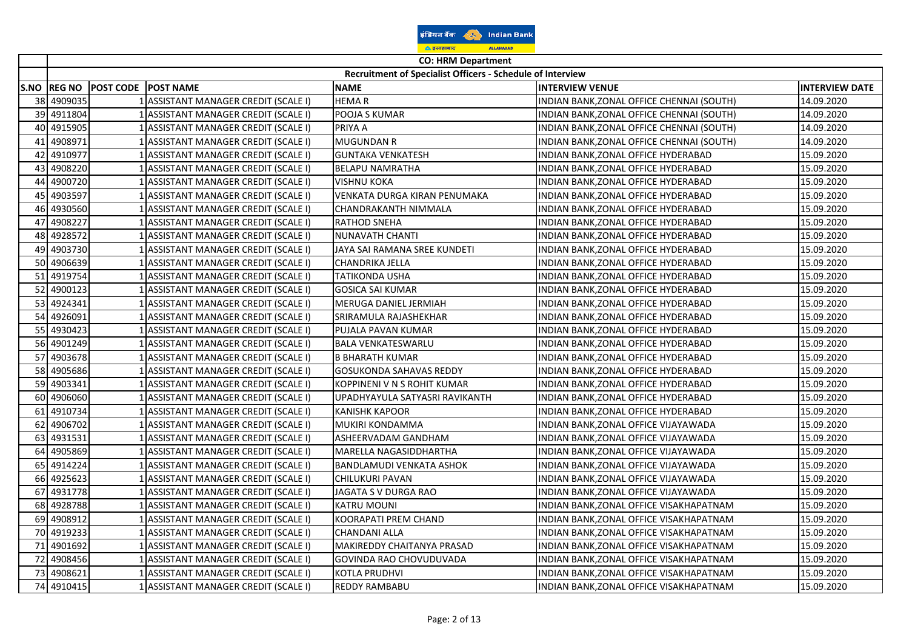**CO: HRM Department**

**Recruitment of Specialist Officers - Schedule of Interview**

| S.NO | REG NO | POST CODE | POST NAME | NAME | INTERVIEW VENUE | INTERVIEW DATE |
|---|---|---|---|---|---|---|
| 38 | 4909035 | 1 | ASSISTANT MANAGER CREDIT (SCALE I) | HEMA R | INDIAN BANK,ZONAL OFFICE CHENNAI (SOUTH) | 14.09.2020 |
| 39 | 4911804 | 1 | ASSISTANT MANAGER CREDIT (SCALE I) | POOJA S KUMAR | INDIAN BANK,ZONAL OFFICE CHENNAI (SOUTH) | 14.09.2020 |
| 40 | 4915905 | 1 | ASSISTANT MANAGER CREDIT (SCALE I) | PRIYA A | INDIAN BANK,ZONAL OFFICE CHENNAI (SOUTH) | 14.09.2020 |
| 41 | 4908971 | 1 | ASSISTANT MANAGER CREDIT (SCALE I) | MUGUNDAN R | INDIAN BANK,ZONAL OFFICE CHENNAI (SOUTH) | 14.09.2020 |
| 42 | 4910977 | 1 | ASSISTANT MANAGER CREDIT (SCALE I) | GUNTAKA VENKATESH | INDIAN BANK,ZONAL OFFICE HYDERABAD | 15.09.2020 |
| 43 | 4908220 | 1 | ASSISTANT MANAGER CREDIT (SCALE I) | BELAPU NAMRATHA | INDIAN BANK,ZONAL OFFICE HYDERABAD | 15.09.2020 |
| 44 | 4900720 | 1 | ASSISTANT MANAGER CREDIT (SCALE I) | VISHNU KOKA | INDIAN BANK,ZONAL OFFICE HYDERABAD | 15.09.2020 |
| 45 | 4903597 | 1 | ASSISTANT MANAGER CREDIT (SCALE I) | VENKATA DURGA KIRAN PENUMAKA | INDIAN BANK,ZONAL OFFICE HYDERABAD | 15.09.2020 |
| 46 | 4930560 | 1 | ASSISTANT MANAGER CREDIT (SCALE I) | CHANDRAKANTH NIMMALA | INDIAN BANK,ZONAL OFFICE HYDERABAD | 15.09.2020 |
| 47 | 4908227 | 1 | ASSISTANT MANAGER CREDIT (SCALE I) | RATHOD SNEHA | INDIAN BANK,ZONAL OFFICE HYDERABAD | 15.09.2020 |
| 48 | 4928572 | 1 | ASSISTANT MANAGER CREDIT (SCALE I) | NUNAVATH CHANTI | INDIAN BANK,ZONAL OFFICE HYDERABAD | 15.09.2020 |
| 49 | 4903730 | 1 | ASSISTANT MANAGER CREDIT (SCALE I) | JAYA SAI RAMANA SREE KUNDETI | INDIAN BANK,ZONAL OFFICE HYDERABAD | 15.09.2020 |
| 50 | 4906639 | 1 | ASSISTANT MANAGER CREDIT (SCALE I) | CHANDRIKA JELLA | INDIAN BANK,ZONAL OFFICE HYDERABAD | 15.09.2020 |
| 51 | 4919754 | 1 | ASSISTANT MANAGER CREDIT (SCALE I) | TATIKONDA USHA | INDIAN BANK,ZONAL OFFICE HYDERABAD | 15.09.2020 |
| 52 | 4900123 | 1 | ASSISTANT MANAGER CREDIT (SCALE I) | GOSICA SAI KUMAR | INDIAN BANK,ZONAL OFFICE HYDERABAD | 15.09.2020 |
| 53 | 4924341 | 1 | ASSISTANT MANAGER CREDIT (SCALE I) | MERUGA DANIEL JERMIAH | INDIAN BANK,ZONAL OFFICE HYDERABAD | 15.09.2020 |
| 54 | 4926091 | 1 | ASSISTANT MANAGER CREDIT (SCALE I) | SRIRAMULA RAJASHEKHAR | INDIAN BANK,ZONAL OFFICE HYDERABAD | 15.09.2020 |
| 55 | 4930423 | 1 | ASSISTANT MANAGER CREDIT (SCALE I) | PUJALA PAVAN KUMAR | INDIAN BANK,ZONAL OFFICE HYDERABAD | 15.09.2020 |
| 56 | 4901249 | 1 | ASSISTANT MANAGER CREDIT (SCALE I) | BALA VENKATESWARLU | INDIAN BANK,ZONAL OFFICE HYDERABAD | 15.09.2020 |
| 57 | 4903678 | 1 | ASSISTANT MANAGER CREDIT (SCALE I) | B BHARATH KUMAR | INDIAN BANK,ZONAL OFFICE HYDERABAD | 15.09.2020 |
| 58 | 4905686 | 1 | ASSISTANT MANAGER CREDIT (SCALE I) | GOSUKONDA SAHAVAS REDDY | INDIAN BANK,ZONAL OFFICE HYDERABAD | 15.09.2020 |
| 59 | 4903341 | 1 | ASSISTANT MANAGER CREDIT (SCALE I) | KOPPINENI V N S ROHIT KUMAR | INDIAN BANK,ZONAL OFFICE HYDERABAD | 15.09.2020 |
| 60 | 4906060 | 1 | ASSISTANT MANAGER CREDIT (SCALE I) | UPADHYAYULA SATYASRI RAVIKANTH | INDIAN BANK,ZONAL OFFICE HYDERABAD | 15.09.2020 |
| 61 | 4910734 | 1 | ASSISTANT MANAGER CREDIT (SCALE I) | KANISHK KAPOOR | INDIAN BANK,ZONAL OFFICE HYDERABAD | 15.09.2020 |
| 62 | 4906702 | 1 | ASSISTANT MANAGER CREDIT (SCALE I) | MUKIRI KONDAMMA | INDIAN BANK,ZONAL OFFICE VIJAYAWADA | 15.09.2020 |
| 63 | 4931531 | 1 | ASSISTANT MANAGER CREDIT (SCALE I) | ASHEERVADAM GANDHAM | INDIAN BANK,ZONAL OFFICE VIJAYAWADA | 15.09.2020 |
| 64 | 4905869 | 1 | ASSISTANT MANAGER CREDIT (SCALE I) | MARELLA NAGASIDDHARTHA | INDIAN BANK,ZONAL OFFICE VIJAYAWADA | 15.09.2020 |
| 65 | 4914224 | 1 | ASSISTANT MANAGER CREDIT (SCALE I) | BANDLAMUDI VENKATA ASHOK | INDIAN BANK,ZONAL OFFICE VIJAYAWADA | 15.09.2020 |
| 66 | 4925623 | 1 | ASSISTANT MANAGER CREDIT (SCALE I) | CHILUKURI PAVAN | INDIAN BANK,ZONAL OFFICE VIJAYAWADA | 15.09.2020 |
| 67 | 4931778 | 1 | ASSISTANT MANAGER CREDIT (SCALE I) | JAGATA S V DURGA RAO | INDIAN BANK,ZONAL OFFICE VIJAYAWADA | 15.09.2020 |
| 68 | 4928788 | 1 | ASSISTANT MANAGER CREDIT (SCALE I) | KATRU MOUNI | INDIAN BANK,ZONAL OFFICE VISAKHAPATNAM | 15.09.2020 |
| 69 | 4908912 | 1 | ASSISTANT MANAGER CREDIT (SCALE I) | KOORAPATI PREM CHAND | INDIAN BANK,ZONAL OFFICE VISAKHAPATNAM | 15.09.2020 |
| 70 | 4919233 | 1 | ASSISTANT MANAGER CREDIT (SCALE I) | CHANDANI ALLA | INDIAN BANK,ZONAL OFFICE VISAKHAPATNAM | 15.09.2020 |
| 71 | 4901692 | 1 | ASSISTANT MANAGER CREDIT (SCALE I) | MAKIREDDY CHAITANYA PRASAD | INDIAN BANK,ZONAL OFFICE VISAKHAPATNAM | 15.09.2020 |
| 72 | 4908456 | 1 | ASSISTANT MANAGER CREDIT (SCALE I) | GOVINDA RAO CHOVUDUVADA | INDIAN BANK,ZONAL OFFICE VISAKHAPATNAM | 15.09.2020 |
| 73 | 4908621 | 1 | ASSISTANT MANAGER CREDIT (SCALE I) | KOTLA PRUDHVI | INDIAN BANK,ZONAL OFFICE VISAKHAPATNAM | 15.09.2020 |
| 74 | 4910415 | 1 | ASSISTANT MANAGER CREDIT (SCALE I) | REDDY RAMBABU | INDIAN BANK,ZONAL OFFICE VISAKHAPATNAM | 15.09.2020 |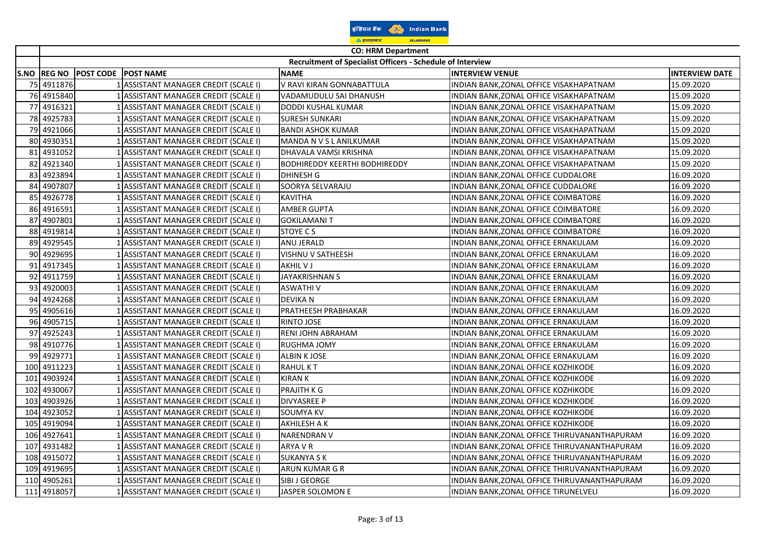| | CO: HRM Department | | | | | |
|---|---|---|---|---|---|---|
| | Recruitment of Specialist Officers - Schedule of Interview | | | | | |
| S.NO | REG NO | POST CODE | POST NAME | NAME | INTERVIEW VENUE | INTERVIEW DATE |
| 75 | 4911876 | 1 | ASSISTANT MANAGER CREDIT (SCALE I) | V RAVI KIRAN GONNABATTULA | INDIAN BANK,ZONAL OFFICE VISAKHAPATNAM | 15.09.2020 |
| 76 | 4915840 | 1 | ASSISTANT MANAGER CREDIT (SCALE I) | VADAMUDULU SAI DHANUSH | INDIAN BANK,ZONAL OFFICE VISAKHAPATNAM | 15.09.2020 |
| 77 | 4916321 | 1 | ASSISTANT MANAGER CREDIT (SCALE I) | DODDI KUSHAL KUMAR | INDIAN BANK,ZONAL OFFICE VISAKHAPATNAM | 15.09.2020 |
| 78 | 4925783 | 1 | ASSISTANT MANAGER CREDIT (SCALE I) | SURESH SUNKARI | INDIAN BANK,ZONAL OFFICE VISAKHAPATNAM | 15.09.2020 |
| 79 | 4921066 | 1 | ASSISTANT MANAGER CREDIT (SCALE I) | BANDI ASHOK KUMAR | INDIAN BANK,ZONAL OFFICE VISAKHAPATNAM | 15.09.2020 |
| 80 | 4930351 | 1 | ASSISTANT MANAGER CREDIT (SCALE I) | MANDA N V S L ANILKUMAR | INDIAN BANK,ZONAL OFFICE VISAKHAPATNAM | 15.09.2020 |
| 81 | 4931052 | 1 | ASSISTANT MANAGER CREDIT (SCALE I) | DHAVALA VAMSI KRISHNA | INDIAN BANK,ZONAL OFFICE VISAKHAPATNAM | 15.09.2020 |
| 82 | 4921340 | 1 | ASSISTANT MANAGER CREDIT (SCALE I) | BODHIREDDY KEERTHI BODHIREDDY | INDIAN BANK,ZONAL OFFICE VISAKHAPATNAM | 15.09.2020 |
| 83 | 4923894 | 1 | ASSISTANT MANAGER CREDIT (SCALE I) | DHINESH G | INDIAN BANK,ZONAL OFFICE CUDDALORE | 16.09.2020 |
| 84 | 4907807 | 1 | ASSISTANT MANAGER CREDIT (SCALE I) | SOORYA SELVARAJU | INDIAN BANK,ZONAL OFFICE CUDDALORE | 16.09.2020 |
| 85 | 4926778 | 1 | ASSISTANT MANAGER CREDIT (SCALE I) | KAVITHA | INDIAN BANK,ZONAL OFFICE COIMBATORE | 16.09.2020 |
| 86 | 4916591 | 1 | ASSISTANT MANAGER CREDIT (SCALE I) | AMBER GUPTA | INDIAN BANK,ZONAL OFFICE COIMBATORE | 16.09.2020 |
| 87 | 4907801 | 1 | ASSISTANT MANAGER CREDIT (SCALE I) | GOKILAMANI T | INDIAN BANK,ZONAL OFFICE COIMBATORE | 16.09.2020 |
| 88 | 4919814 | 1 | ASSISTANT MANAGER CREDIT (SCALE I) | STOYE C S | INDIAN BANK,ZONAL OFFICE COIMBATORE | 16.09.2020 |
| 89 | 4929545 | 1 | ASSISTANT MANAGER CREDIT (SCALE I) | ANU JERALD | INDIAN BANK,ZONAL OFFICE ERNAKULAM | 16.09.2020 |
| 90 | 4929695 | 1 | ASSISTANT MANAGER CREDIT (SCALE I) | VISHNU V SATHEESH | INDIAN BANK,ZONAL OFFICE ERNAKULAM | 16.09.2020 |
| 91 | 4917345 | 1 | ASSISTANT MANAGER CREDIT (SCALE I) | AKHIL V J | INDIAN BANK,ZONAL OFFICE ERNAKULAM | 16.09.2020 |
| 92 | 4911759 | 1 | ASSISTANT MANAGER CREDIT (SCALE I) | JAYAKRISHNAN S | INDIAN BANK,ZONAL OFFICE ERNAKULAM | 16.09.2020 |
| 93 | 4920003 | 1 | ASSISTANT MANAGER CREDIT (SCALE I) | ASWATHI V | INDIAN BANK,ZONAL OFFICE ERNAKULAM | 16.09.2020 |
| 94 | 4924268 | 1 | ASSISTANT MANAGER CREDIT (SCALE I) | DEVIKA N | INDIAN BANK,ZONAL OFFICE ERNAKULAM | 16.09.2020 |
| 95 | 4905616 | 1 | ASSISTANT MANAGER CREDIT (SCALE I) | PRATHEESH PRABHAKAR | INDIAN BANK,ZONAL OFFICE ERNAKULAM | 16.09.2020 |
| 96 | 4905715 | 1 | ASSISTANT MANAGER CREDIT (SCALE I) | RINTO JOSE | INDIAN BANK,ZONAL OFFICE ERNAKULAM | 16.09.2020 |
| 97 | 4925243 | 1 | ASSISTANT MANAGER CREDIT (SCALE I) | RENI JOHN ABRAHAM | INDIAN BANK,ZONAL OFFICE ERNAKULAM | 16.09.2020 |
| 98 | 4910776 | 1 | ASSISTANT MANAGER CREDIT (SCALE I) | RUGHMA JOMY | INDIAN BANK,ZONAL OFFICE ERNAKULAM | 16.09.2020 |
| 99 | 4929771 | 1 | ASSISTANT MANAGER CREDIT (SCALE I) | ALBIN K JOSE | INDIAN BANK,ZONAL OFFICE ERNAKULAM | 16.09.2020 |
| 100 | 4911223 | 1 | ASSISTANT MANAGER CREDIT (SCALE I) | RAHUL K T | INDIAN BANK,ZONAL OFFICE KOZHIKODE | 16.09.2020 |
| 101 | 4903924 | 1 | ASSISTANT MANAGER CREDIT (SCALE I) | KIRAN K | INDIAN BANK,ZONAL OFFICE KOZHIKODE | 16.09.2020 |
| 102 | 4930067 | 1 | ASSISTANT MANAGER CREDIT (SCALE I) | PRAJITH K G | INDIAN BANK,ZONAL OFFICE KOZHIKODE | 16.09.2020 |
| 103 | 4903926 | 1 | ASSISTANT MANAGER CREDIT (SCALE I) | DIVYASREE P | INDIAN BANK,ZONAL OFFICE KOZHIKODE | 16.09.2020 |
| 104 | 4923052 | 1 | ASSISTANT MANAGER CREDIT (SCALE I) | SOUMYA KV | INDIAN BANK,ZONAL OFFICE KOZHIKODE | 16.09.2020 |
| 105 | 4919094 | 1 | ASSISTANT MANAGER CREDIT (SCALE I) | AKHILESH A K | INDIAN BANK,ZONAL OFFICE KOZHIKODE | 16.09.2020 |
| 106 | 4927641 | 1 | ASSISTANT MANAGER CREDIT (SCALE I) | NARENDRAN V | INDIAN BANK,ZONAL OFFICE THIRUVANANTHAPURAM | 16.09.2020 |
| 107 | 4931482 | 1 | ASSISTANT MANAGER CREDIT (SCALE I) | ARYA V R | INDIAN BANK,ZONAL OFFICE THIRUVANANTHAPURAM | 16.09.2020 |
| 108 | 4915072 | 1 | ASSISTANT MANAGER CREDIT (SCALE I) | SUKANYA S K | INDIAN BANK,ZONAL OFFICE THIRUVANANTHAPURAM | 16.09.2020 |
| 109 | 4919695 | 1 | ASSISTANT MANAGER CREDIT (SCALE I) | ARUN KUMAR G R | INDIAN BANK,ZONAL OFFICE THIRUVANANTHAPURAM | 16.09.2020 |
| 110 | 4905261 | 1 | ASSISTANT MANAGER CREDIT (SCALE I) | SIBI J GEORGE | INDIAN BANK,ZONAL OFFICE THIRUVANANTHAPURAM | 16.09.2020 |
| 111 | 4918057 | 1 | ASSISTANT MANAGER CREDIT (SCALE I) | JASPER SOLOMON E | INDIAN BANK,ZONAL OFFICE TIRUNELVELI | 16.09.2020 |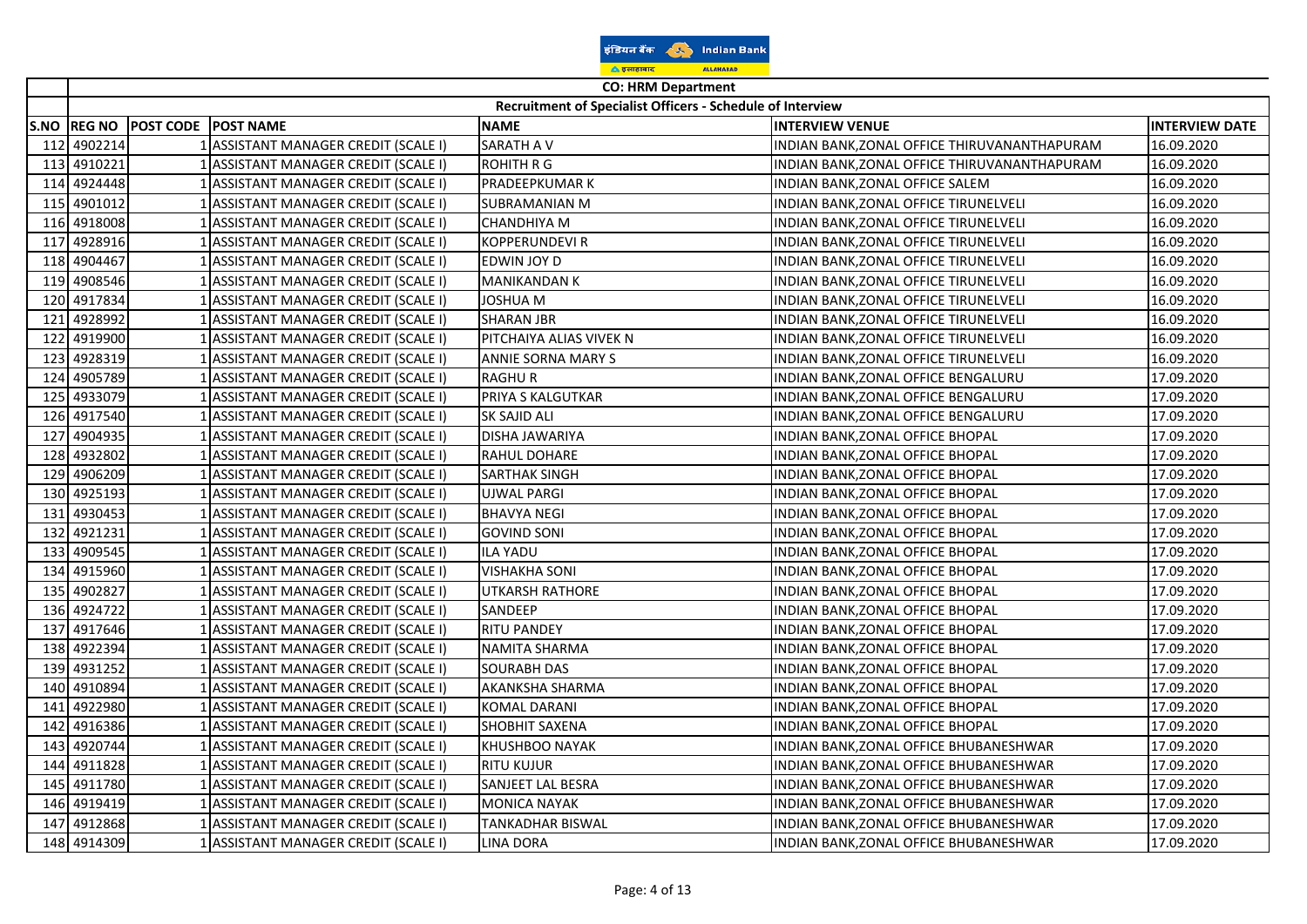| S.NO | REG NO | POST CODE | POST NAME | NAME | INTERVIEW VENUE | INTERVIEW DATE |
|---|---|---|---|---|---|---|
| | | | CO: HRM Department | | | |
| | | | Recruitment of Specialist Officers - Schedule of Interview | | | |
| 112 | 4902214 | 1 | ASSISTANT MANAGER CREDIT (SCALE I) | SARATH A V | INDIAN BANK,ZONAL OFFICE THIRUVANANTHAPURAM | 16.09.2020 |
| 113 | 4910221 | 1 | ASSISTANT MANAGER CREDIT (SCALE I) | ROHITH R G | INDIAN BANK,ZONAL OFFICE THIRUVANANTHAPURAM | 16.09.2020 |
| 114 | 4924448 | 1 | ASSISTANT MANAGER CREDIT (SCALE I) | PRADEEPKUMAR K | INDIAN BANK,ZONAL OFFICE SALEM | 16.09.2020 |
| 115 | 4901012 | 1 | ASSISTANT MANAGER CREDIT (SCALE I) | SUBRAMANIAN M | INDIAN BANK,ZONAL OFFICE TIRUNELVELI | 16.09.2020 |
| 116 | 4918008 | 1 | ASSISTANT MANAGER CREDIT (SCALE I) | CHANDHIYA M | INDIAN BANK,ZONAL OFFICE TIRUNELVELI | 16.09.2020 |
| 117 | 4928916 | 1 | ASSISTANT MANAGER CREDIT (SCALE I) | KOPPERUNDEVI R | INDIAN BANK,ZONAL OFFICE TIRUNELVELI | 16.09.2020 |
| 118 | 4904467 | 1 | ASSISTANT MANAGER CREDIT (SCALE I) | EDWIN JOY D | INDIAN BANK,ZONAL OFFICE TIRUNELVELI | 16.09.2020 |
| 119 | 4908546 | 1 | ASSISTANT MANAGER CREDIT (SCALE I) | MANIKANDAN K | INDIAN BANK,ZONAL OFFICE TIRUNELVELI | 16.09.2020 |
| 120 | 4917834 | 1 | ASSISTANT MANAGER CREDIT (SCALE I) | JOSHUA M | INDIAN BANK,ZONAL OFFICE TIRUNELVELI | 16.09.2020 |
| 121 | 4928992 | 1 | ASSISTANT MANAGER CREDIT (SCALE I) | SHARAN JBR | INDIAN BANK,ZONAL OFFICE TIRUNELVELI | 16.09.2020 |
| 122 | 4919900 | 1 | ASSISTANT MANAGER CREDIT (SCALE I) | PITCHAIYA ALIAS VIVEK N | INDIAN BANK,ZONAL OFFICE TIRUNELVELI | 16.09.2020 |
| 123 | 4928319 | 1 | ASSISTANT MANAGER CREDIT (SCALE I) | ANNIE SORNA MARY S | INDIAN BANK,ZONAL OFFICE TIRUNELVELI | 16.09.2020 |
| 124 | 4905789 | 1 | ASSISTANT MANAGER CREDIT (SCALE I) | RAGHU R | INDIAN BANK,ZONAL OFFICE BENGALURU | 17.09.2020 |
| 125 | 4933079 | 1 | ASSISTANT MANAGER CREDIT (SCALE I) | PRIYA S KALGUTKAR | INDIAN BANK,ZONAL OFFICE BENGALURU | 17.09.2020 |
| 126 | 4917540 | 1 | ASSISTANT MANAGER CREDIT (SCALE I) | SK SAJID ALI | INDIAN BANK,ZONAL OFFICE BENGALURU | 17.09.2020 |
| 127 | 4904935 | 1 | ASSISTANT MANAGER CREDIT (SCALE I) | DISHA JAWARIYA | INDIAN BANK,ZONAL OFFICE BHOPAL | 17.09.2020 |
| 128 | 4932802 | 1 | ASSISTANT MANAGER CREDIT (SCALE I) | RAHUL DOHARE | INDIAN BANK,ZONAL OFFICE BHOPAL | 17.09.2020 |
| 129 | 4906209 | 1 | ASSISTANT MANAGER CREDIT (SCALE I) | SARTHAK SINGH | INDIAN BANK,ZONAL OFFICE BHOPAL | 17.09.2020 |
| 130 | 4925193 | 1 | ASSISTANT MANAGER CREDIT (SCALE I) | UJWAL PARGI | INDIAN BANK,ZONAL OFFICE BHOPAL | 17.09.2020 |
| 131 | 4930453 | 1 | ASSISTANT MANAGER CREDIT (SCALE I) | BHAVYA NEGI | INDIAN BANK,ZONAL OFFICE BHOPAL | 17.09.2020 |
| 132 | 4921231 | 1 | ASSISTANT MANAGER CREDIT (SCALE I) | GOVIND SONI | INDIAN BANK,ZONAL OFFICE BHOPAL | 17.09.2020 |
| 133 | 4909545 | 1 | ASSISTANT MANAGER CREDIT (SCALE I) | ILA YADU | INDIAN BANK,ZONAL OFFICE BHOPAL | 17.09.2020 |
| 134 | 4915960 | 1 | ASSISTANT MANAGER CREDIT (SCALE I) | VISHAKHA SONI | INDIAN BANK,ZONAL OFFICE BHOPAL | 17.09.2020 |
| 135 | 4902827 | 1 | ASSISTANT MANAGER CREDIT (SCALE I) | UTKARSH RATHORE | INDIAN BANK,ZONAL OFFICE BHOPAL | 17.09.2020 |
| 136 | 4924722 | 1 | ASSISTANT MANAGER CREDIT (SCALE I) | SANDEEP | INDIAN BANK,ZONAL OFFICE BHOPAL | 17.09.2020 |
| 137 | 4917646 | 1 | ASSISTANT MANAGER CREDIT (SCALE I) | RITU PANDEY | INDIAN BANK,ZONAL OFFICE BHOPAL | 17.09.2020 |
| 138 | 4922394 | 1 | ASSISTANT MANAGER CREDIT (SCALE I) | NAMITA SHARMA | INDIAN BANK,ZONAL OFFICE BHOPAL | 17.09.2020 |
| 139 | 4931252 | 1 | ASSISTANT MANAGER CREDIT (SCALE I) | SOURABH DAS | INDIAN BANK,ZONAL OFFICE BHOPAL | 17.09.2020 |
| 140 | 4910894 | 1 | ASSISTANT MANAGER CREDIT (SCALE I) | AKANKSHA SHARMA | INDIAN BANK,ZONAL OFFICE BHOPAL | 17.09.2020 |
| 141 | 4922980 | 1 | ASSISTANT MANAGER CREDIT (SCALE I) | KOMAL DARANI | INDIAN BANK,ZONAL OFFICE BHOPAL | 17.09.2020 |
| 142 | 4916386 | 1 | ASSISTANT MANAGER CREDIT (SCALE I) | SHOBHIT SAXENA | INDIAN BANK,ZONAL OFFICE BHOPAL | 17.09.2020 |
| 143 | 4920744 | 1 | ASSISTANT MANAGER CREDIT (SCALE I) | KHUSHBOO NAYAK | INDIAN BANK,ZONAL OFFICE BHUBANESHWAR | 17.09.2020 |
| 144 | 4911828 | 1 | ASSISTANT MANAGER CREDIT (SCALE I) | RITU KUJUR | INDIAN BANK,ZONAL OFFICE BHUBANESHWAR | 17.09.2020 |
| 145 | 4911780 | 1 | ASSISTANT MANAGER CREDIT (SCALE I) | SANJEET LAL BESRA | INDIAN BANK,ZONAL OFFICE BHUBANESHWAR | 17.09.2020 |
| 146 | 4919419 | 1 | ASSISTANT MANAGER CREDIT (SCALE I) | MONICA NAYAK | INDIAN BANK,ZONAL OFFICE BHUBANESHWAR | 17.09.2020 |
| 147 | 4912868 | 1 | ASSISTANT MANAGER CREDIT (SCALE I) | TANKADHAR BISWAL | INDIAN BANK,ZONAL OFFICE BHUBANESHWAR | 17.09.2020 |
| 148 | 4914309 | 1 | ASSISTANT MANAGER CREDIT (SCALE I) | LINA DORA | INDIAN BANK,ZONAL OFFICE BHUBANESHWAR | 17.09.2020 |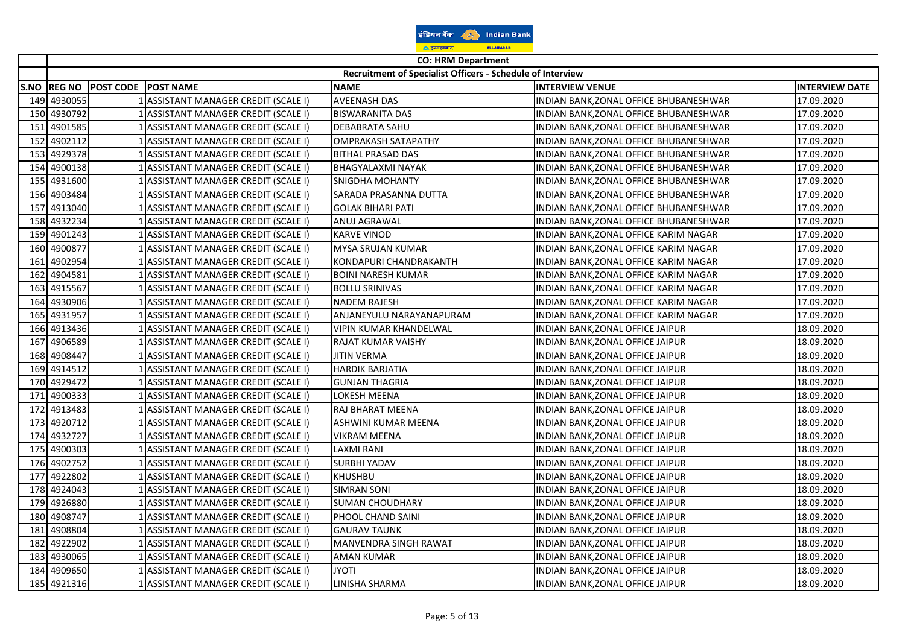| | CO: HRM Department | | | | | |
|---|---|---|---|---|---|---|
| | Recruitment of Specialist Officers - Schedule of Interview | | | | | |
| S.NO | REG NO | POST CODE | POST NAME | NAME | INTERVIEW VENUE | INTERVIEW DATE |
| 149 | 4930055 | 1 | ASSISTANT MANAGER CREDIT (SCALE I) | AVEENASH DAS | INDIAN BANK,ZONAL OFFICE BHUBANESHWAR | 17.09.2020 |
| 150 | 4930792 | 1 | ASSISTANT MANAGER CREDIT (SCALE I) | BISWARANITA DAS | INDIAN BANK,ZONAL OFFICE BHUBANESHWAR | 17.09.2020 |
| 151 | 4901585 | 1 | ASSISTANT MANAGER CREDIT (SCALE I) | DEBABRATA SAHU | INDIAN BANK,ZONAL OFFICE BHUBANESHWAR | 17.09.2020 |
| 152 | 4902112 | 1 | ASSISTANT MANAGER CREDIT (SCALE I) | OMPRAKASH SATAPATHY | INDIAN BANK,ZONAL OFFICE BHUBANESHWAR | 17.09.2020 |
| 153 | 4929378 | 1 | ASSISTANT MANAGER CREDIT (SCALE I) | BITHAL PRASAD DAS | INDIAN BANK,ZONAL OFFICE BHUBANESHWAR | 17.09.2020 |
| 154 | 4900138 | 1 | ASSISTANT MANAGER CREDIT (SCALE I) | BHAGYALAXMI NAYAK | INDIAN BANK,ZONAL OFFICE BHUBANESHWAR | 17.09.2020 |
| 155 | 4931600 | 1 | ASSISTANT MANAGER CREDIT (SCALE I) | SNIGDHA MOHANTY | INDIAN BANK,ZONAL OFFICE BHUBANESHWAR | 17.09.2020 |
| 156 | 4903484 | 1 | ASSISTANT MANAGER CREDIT (SCALE I) | SARADA PRASANNA DUTTA | INDIAN BANK,ZONAL OFFICE BHUBANESHWAR | 17.09.2020 |
| 157 | 4913040 | 1 | ASSISTANT MANAGER CREDIT (SCALE I) | GOLAK BIHARI PATI | INDIAN BANK,ZONAL OFFICE BHUBANESHWAR | 17.09.2020 |
| 158 | 4932234 | 1 | ASSISTANT MANAGER CREDIT (SCALE I) | ANUJ AGRAWAL | INDIAN BANK,ZONAL OFFICE BHUBANESHWAR | 17.09.2020 |
| 159 | 4901243 | 1 | ASSISTANT MANAGER CREDIT (SCALE I) | KARVE VINOD | INDIAN BANK,ZONAL OFFICE KARIM NAGAR | 17.09.2020 |
| 160 | 4900877 | 1 | ASSISTANT MANAGER CREDIT (SCALE I) | MYSA SRUJAN KUMAR | INDIAN BANK,ZONAL OFFICE KARIM NAGAR | 17.09.2020 |
| 161 | 4902954 | 1 | ASSISTANT MANAGER CREDIT (SCALE I) | KONDAPURI CHANDRAKANTH | INDIAN BANK,ZONAL OFFICE KARIM NAGAR | 17.09.2020 |
| 162 | 4904581 | 1 | ASSISTANT MANAGER CREDIT (SCALE I) | BOINI NARESH KUMAR | INDIAN BANK,ZONAL OFFICE KARIM NAGAR | 17.09.2020 |
| 163 | 4915567 | 1 | ASSISTANT MANAGER CREDIT (SCALE I) | BOLLU SRINIVAS | INDIAN BANK,ZONAL OFFICE KARIM NAGAR | 17.09.2020 |
| 164 | 4930906 | 1 | ASSISTANT MANAGER CREDIT (SCALE I) | NADEM RAJESH | INDIAN BANK,ZONAL OFFICE KARIM NAGAR | 17.09.2020 |
| 165 | 4931957 | 1 | ASSISTANT MANAGER CREDIT (SCALE I) | ANJANEYULU NARAYANAPURAM | INDIAN BANK,ZONAL OFFICE KARIM NAGAR | 17.09.2020 |
| 166 | 4913436 | 1 | ASSISTANT MANAGER CREDIT (SCALE I) | VIPIN KUMAR KHANDELWAL | INDIAN BANK,ZONAL OFFICE JAIPUR | 18.09.2020 |
| 167 | 4906589 | 1 | ASSISTANT MANAGER CREDIT (SCALE I) | RAJAT KUMAR VAISHY | INDIAN BANK,ZONAL OFFICE JAIPUR | 18.09.2020 |
| 168 | 4908447 | 1 | ASSISTANT MANAGER CREDIT (SCALE I) | JITIN VERMA | INDIAN BANK,ZONAL OFFICE JAIPUR | 18.09.2020 |
| 169 | 4914512 | 1 | ASSISTANT MANAGER CREDIT (SCALE I) | HARDIK BARJATIA | INDIAN BANK,ZONAL OFFICE JAIPUR | 18.09.2020 |
| 170 | 4929472 | 1 | ASSISTANT MANAGER CREDIT (SCALE I) | GUNJAN THAGRIA | INDIAN BANK,ZONAL OFFICE JAIPUR | 18.09.2020 |
| 171 | 4900333 | 1 | ASSISTANT MANAGER CREDIT (SCALE I) | LOKESH MEENA | INDIAN BANK,ZONAL OFFICE JAIPUR | 18.09.2020 |
| 172 | 4913483 | 1 | ASSISTANT MANAGER CREDIT (SCALE I) | RAJ BHARAT MEENA | INDIAN BANK,ZONAL OFFICE JAIPUR | 18.09.2020 |
| 173 | 4920712 | 1 | ASSISTANT MANAGER CREDIT (SCALE I) | ASHWINI KUMAR MEENA | INDIAN BANK,ZONAL OFFICE JAIPUR | 18.09.2020 |
| 174 | 4932727 | 1 | ASSISTANT MANAGER CREDIT (SCALE I) | VIKRAM MEENA | INDIAN BANK,ZONAL OFFICE JAIPUR | 18.09.2020 |
| 175 | 4900303 | 1 | ASSISTANT MANAGER CREDIT (SCALE I) | LAXMI RANI | INDIAN BANK,ZONAL OFFICE JAIPUR | 18.09.2020 |
| 176 | 4902752 | 1 | ASSISTANT MANAGER CREDIT (SCALE I) | SURBHI YADAV | INDIAN BANK,ZONAL OFFICE JAIPUR | 18.09.2020 |
| 177 | 4922802 | 1 | ASSISTANT MANAGER CREDIT (SCALE I) | KHUSHBU | INDIAN BANK,ZONAL OFFICE JAIPUR | 18.09.2020 |
| 178 | 4924043 | 1 | ASSISTANT MANAGER CREDIT (SCALE I) | SIMRAN SONI | INDIAN BANK,ZONAL OFFICE JAIPUR | 18.09.2020 |
| 179 | 4926880 | 1 | ASSISTANT MANAGER CREDIT (SCALE I) | SUMAN CHOUDHARY | INDIAN BANK,ZONAL OFFICE JAIPUR | 18.09.2020 |
| 180 | 4908747 | 1 | ASSISTANT MANAGER CREDIT (SCALE I) | PHOOL CHAND SAINI | INDIAN BANK,ZONAL OFFICE JAIPUR | 18.09.2020 |
| 181 | 4908804 | 1 | ASSISTANT MANAGER CREDIT (SCALE I) | GAURAV TAUNK | INDIAN BANK,ZONAL OFFICE JAIPUR | 18.09.2020 |
| 182 | 4922902 | 1 | ASSISTANT MANAGER CREDIT (SCALE I) | MANVENDRA SINGH RAWAT | INDIAN BANK,ZONAL OFFICE JAIPUR | 18.09.2020 |
| 183 | 4930065 | 1 | ASSISTANT MANAGER CREDIT (SCALE I) | AMAN KUMAR | INDIAN BANK,ZONAL OFFICE JAIPUR | 18.09.2020 |
| 184 | 4909650 | 1 | ASSISTANT MANAGER CREDIT (SCALE I) | JYOTI | INDIAN BANK,ZONAL OFFICE JAIPUR | 18.09.2020 |
| 185 | 4921316 | 1 | ASSISTANT MANAGER CREDIT (SCALE I) | LINISHA SHARMA | INDIAN BANK,ZONAL OFFICE JAIPUR | 18.09.2020 |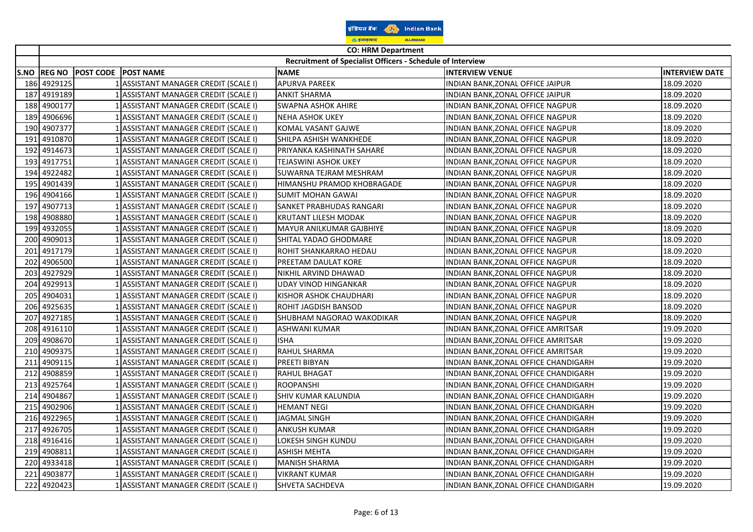| | CO: HRM Department | | | | | |
|---|---|---|---|---|---|---|
| | Recruitment of Specialist Officers - Schedule of Interview | | | | | |
| S.NO | REG NO | POST CODE | POST NAME | NAME | INTERVIEW VENUE | INTERVIEW DATE |
| 186 | 4929125 | 1 | ASSISTANT MANAGER CREDIT (SCALE I) | APURVA PAREEK | INDIAN BANK,ZONAL OFFICE JAIPUR | 18.09.2020 |
| 187 | 4919189 | 1 | ASSISTANT MANAGER CREDIT (SCALE I) | ANKIT SHARMA | INDIAN BANK,ZONAL OFFICE JAIPUR | 18.09.2020 |
| 188 | 4900177 | 1 | ASSISTANT MANAGER CREDIT (SCALE I) | SWAPNA ASHOK AHIRE | INDIAN BANK,ZONAL OFFICE NAGPUR | 18.09.2020 |
| 189 | 4906696 | 1 | ASSISTANT MANAGER CREDIT (SCALE I) | NEHA ASHOK UKEY | INDIAN BANK,ZONAL OFFICE NAGPUR | 18.09.2020 |
| 190 | 4907377 | 1 | ASSISTANT MANAGER CREDIT (SCALE I) | KOMAL VASANT GAJWE | INDIAN BANK,ZONAL OFFICE NAGPUR | 18.09.2020 |
| 191 | 4910870 | 1 | ASSISTANT MANAGER CREDIT (SCALE I) | SHILPA ASHISH WANKHEDE | INDIAN BANK,ZONAL OFFICE NAGPUR | 18.09.2020 |
| 192 | 4914673 | 1 | ASSISTANT MANAGER CREDIT (SCALE I) | PRIYANKA KASHINATH SAHARE | INDIAN BANK,ZONAL OFFICE NAGPUR | 18.09.2020 |
| 193 | 4917751 | 1 | ASSISTANT MANAGER CREDIT (SCALE I) | TEJASWINI ASHOK UKEY | INDIAN BANK,ZONAL OFFICE NAGPUR | 18.09.2020 |
| 194 | 4922482 | 1 | ASSISTANT MANAGER CREDIT (SCALE I) | SUWARNA TEJRAM MESHRAM | INDIAN BANK,ZONAL OFFICE NAGPUR | 18.09.2020 |
| 195 | 4901439 | 1 | ASSISTANT MANAGER CREDIT (SCALE I) | HIMANSHU PRAMOD KHOBRAGADE | INDIAN BANK,ZONAL OFFICE NAGPUR | 18.09.2020 |
| 196 | 4904166 | 1 | ASSISTANT MANAGER CREDIT (SCALE I) | SUMIT MOHAN GAWAI | INDIAN BANK,ZONAL OFFICE NAGPUR | 18.09.2020 |
| 197 | 4907713 | 1 | ASSISTANT MANAGER CREDIT (SCALE I) | SANKET PRABHUDAS RANGARI | INDIAN BANK,ZONAL OFFICE NAGPUR | 18.09.2020 |
| 198 | 4908880 | 1 | ASSISTANT MANAGER CREDIT (SCALE I) | KRUTANT LILESH MODAK | INDIAN BANK,ZONAL OFFICE NAGPUR | 18.09.2020 |
| 199 | 4932055 | 1 | ASSISTANT MANAGER CREDIT (SCALE I) | MAYUR ANILKUMAR GAJBHIYE | INDIAN BANK,ZONAL OFFICE NAGPUR | 18.09.2020 |
| 200 | 4909013 | 1 | ASSISTANT MANAGER CREDIT (SCALE I) | SHITAL YADAO GHODMARE | INDIAN BANK,ZONAL OFFICE NAGPUR | 18.09.2020 |
| 201 | 4917179 | 1 | ASSISTANT MANAGER CREDIT (SCALE I) | ROHIT SHANKARRAO HEDAU | INDIAN BANK,ZONAL OFFICE NAGPUR | 18.09.2020 |
| 202 | 4906500 | 1 | ASSISTANT MANAGER CREDIT (SCALE I) | PREETAM DAULAT KORE | INDIAN BANK,ZONAL OFFICE NAGPUR | 18.09.2020 |
| 203 | 4927929 | 1 | ASSISTANT MANAGER CREDIT (SCALE I) | NIKHIL ARVIND DHAWAD | INDIAN BANK,ZONAL OFFICE NAGPUR | 18.09.2020 |
| 204 | 4929913 | 1 | ASSISTANT MANAGER CREDIT (SCALE I) | UDAY VINOD HINGANKAR | INDIAN BANK,ZONAL OFFICE NAGPUR | 18.09.2020 |
| 205 | 4904031 | 1 | ASSISTANT MANAGER CREDIT (SCALE I) | KISHOR ASHOK CHAUDHARI | INDIAN BANK,ZONAL OFFICE NAGPUR | 18.09.2020 |
| 206 | 4925635 | 1 | ASSISTANT MANAGER CREDIT (SCALE I) | ROHIT JAGDISH BANSOD | INDIAN BANK,ZONAL OFFICE NAGPUR | 18.09.2020 |
| 207 | 4927185 | 1 | ASSISTANT MANAGER CREDIT (SCALE I) | SHUBHAM NAGORAO WAKODIKAR | INDIAN BANK,ZONAL OFFICE NAGPUR | 18.09.2020 |
| 208 | 4916110 | 1 | ASSISTANT MANAGER CREDIT (SCALE I) | ASHWANI KUMAR | INDIAN BANK,ZONAL OFFICE AMRITSAR | 19.09.2020 |
| 209 | 4908670 | 1 | ASSISTANT MANAGER CREDIT (SCALE I) | ISHA | INDIAN BANK,ZONAL OFFICE AMRITSAR | 19.09.2020 |
| 210 | 4909375 | 1 | ASSISTANT MANAGER CREDIT (SCALE I) | RAHUL SHARMA | INDIAN BANK,ZONAL OFFICE AMRITSAR | 19.09.2020 |
| 211 | 4909115 | 1 | ASSISTANT MANAGER CREDIT (SCALE I) | PREETI BIBYAN | INDIAN BANK,ZONAL OFFICE CHANDIGARH | 19.09.2020 |
| 212 | 4908859 | 1 | ASSISTANT MANAGER CREDIT (SCALE I) | RAHUL BHAGAT | INDIAN BANK,ZONAL OFFICE CHANDIGARH | 19.09.2020 |
| 213 | 4925764 | 1 | ASSISTANT MANAGER CREDIT (SCALE I) | ROOPANSHI | INDIAN BANK,ZONAL OFFICE CHANDIGARH | 19.09.2020 |
| 214 | 4904867 | 1 | ASSISTANT MANAGER CREDIT (SCALE I) | SHIV KUMAR KALUNDIA | INDIAN BANK,ZONAL OFFICE CHANDIGARH | 19.09.2020 |
| 215 | 4902906 | 1 | ASSISTANT MANAGER CREDIT (SCALE I) | HEMANT NEGI | INDIAN BANK,ZONAL OFFICE CHANDIGARH | 19.09.2020 |
| 216 | 4922965 | 1 | ASSISTANT MANAGER CREDIT (SCALE I) | JAGMAL SINGH | INDIAN BANK,ZONAL OFFICE CHANDIGARH | 19.09.2020 |
| 217 | 4926705 | 1 | ASSISTANT MANAGER CREDIT (SCALE I) | ANKUSH KUMAR | INDIAN BANK,ZONAL OFFICE CHANDIGARH | 19.09.2020 |
| 218 | 4916416 | 1 | ASSISTANT MANAGER CREDIT (SCALE I) | LOKESH SINGH KUNDU | INDIAN BANK,ZONAL OFFICE CHANDIGARH | 19.09.2020 |
| 219 | 4908811 | 1 | ASSISTANT MANAGER CREDIT (SCALE I) | ASHISH MEHTA | INDIAN BANK,ZONAL OFFICE CHANDIGARH | 19.09.2020 |
| 220 | 4933418 | 1 | ASSISTANT MANAGER CREDIT (SCALE I) | MANISH SHARMA | INDIAN BANK,ZONAL OFFICE CHANDIGARH | 19.09.2020 |
| 221 | 4903877 | 1 | ASSISTANT MANAGER CREDIT (SCALE I) | VIKRANT KUMAR | INDIAN BANK,ZONAL OFFICE CHANDIGARH | 19.09.2020 |
| 222 | 4920423 | 1 | ASSISTANT MANAGER CREDIT (SCALE I) | SHVETA SACHDEVA | INDIAN BANK,ZONAL OFFICE CHANDIGARH | 19.09.2020 |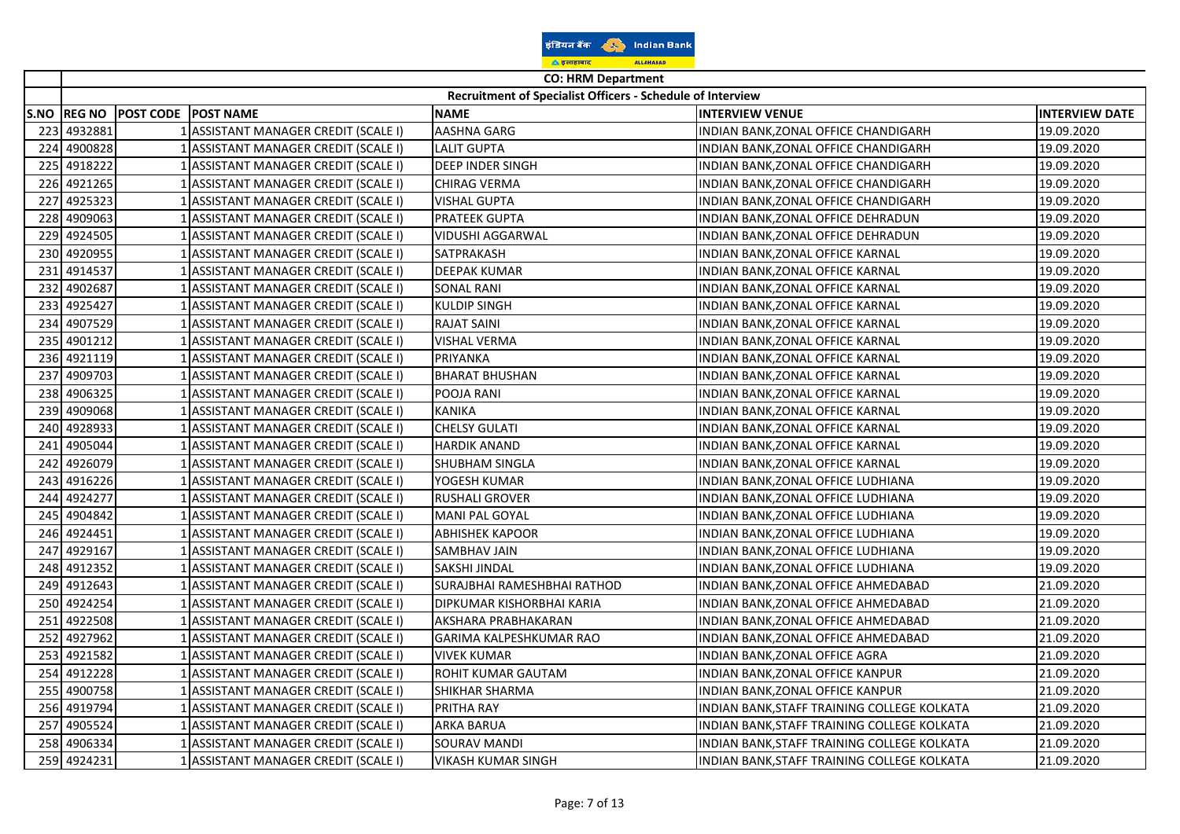| | CO: HRM Department | | | | | |
|---|---|---|---|---|---|---|
| | Recruitment of Specialist Officers - Schedule of Interview | | | | | |
| S.NO | REG NO | POST CODE | POST NAME | NAME | INTERVIEW VENUE | INTERVIEW DATE |
| 223 | 4932881 | 1 | ASSISTANT MANAGER CREDIT (SCALE I) | AASHNA GARG | INDIAN BANK,ZONAL OFFICE CHANDIGARH | 19.09.2020 |
| 224 | 4900828 | 1 | ASSISTANT MANAGER CREDIT (SCALE I) | LALIT GUPTA | INDIAN BANK,ZONAL OFFICE CHANDIGARH | 19.09.2020 |
| 225 | 4918222 | 1 | ASSISTANT MANAGER CREDIT (SCALE I) | DEEP INDER SINGH | INDIAN BANK,ZONAL OFFICE CHANDIGARH | 19.09.2020 |
| 226 | 4921265 | 1 | ASSISTANT MANAGER CREDIT (SCALE I) | CHIRAG VERMA | INDIAN BANK,ZONAL OFFICE CHANDIGARH | 19.09.2020 |
| 227 | 4925323 | 1 | ASSISTANT MANAGER CREDIT (SCALE I) | VISHAL GUPTA | INDIAN BANK,ZONAL OFFICE CHANDIGARH | 19.09.2020 |
| 228 | 4909063 | 1 | ASSISTANT MANAGER CREDIT (SCALE I) | PRATEEK GUPTA | INDIAN BANK,ZONAL OFFICE DEHRADUN | 19.09.2020 |
| 229 | 4924505 | 1 | ASSISTANT MANAGER CREDIT (SCALE I) | VIDUSHI AGGARWAL | INDIAN BANK,ZONAL OFFICE DEHRADUN | 19.09.2020 |
| 230 | 4920955 | 1 | ASSISTANT MANAGER CREDIT (SCALE I) | SATPRAKASH | INDIAN BANK,ZONAL OFFICE KARNAL | 19.09.2020 |
| 231 | 4914537 | 1 | ASSISTANT MANAGER CREDIT (SCALE I) | DEEPAK KUMAR | INDIAN BANK,ZONAL OFFICE KARNAL | 19.09.2020 |
| 232 | 4902687 | 1 | ASSISTANT MANAGER CREDIT (SCALE I) | SONAL RANI | INDIAN BANK,ZONAL OFFICE KARNAL | 19.09.2020 |
| 233 | 4925427 | 1 | ASSISTANT MANAGER CREDIT (SCALE I) | KULDIP SINGH | INDIAN BANK,ZONAL OFFICE KARNAL | 19.09.2020 |
| 234 | 4907529 | 1 | ASSISTANT MANAGER CREDIT (SCALE I) | RAJAT SAINI | INDIAN BANK,ZONAL OFFICE KARNAL | 19.09.2020 |
| 235 | 4901212 | 1 | ASSISTANT MANAGER CREDIT (SCALE I) | VISHAL VERMA | INDIAN BANK,ZONAL OFFICE KARNAL | 19.09.2020 |
| 236 | 4921119 | 1 | ASSISTANT MANAGER CREDIT (SCALE I) | PRIYANKA | INDIAN BANK,ZONAL OFFICE KARNAL | 19.09.2020 |
| 237 | 4909703 | 1 | ASSISTANT MANAGER CREDIT (SCALE I) | BHARAT BHUSHAN | INDIAN BANK,ZONAL OFFICE KARNAL | 19.09.2020 |
| 238 | 4906325 | 1 | ASSISTANT MANAGER CREDIT (SCALE I) | POOJA RANI | INDIAN BANK,ZONAL OFFICE KARNAL | 19.09.2020 |
| 239 | 4909068 | 1 | ASSISTANT MANAGER CREDIT (SCALE I) | KANIKA | INDIAN BANK,ZONAL OFFICE KARNAL | 19.09.2020 |
| 240 | 4928933 | 1 | ASSISTANT MANAGER CREDIT (SCALE I) | CHELSY GULATI | INDIAN BANK,ZONAL OFFICE KARNAL | 19.09.2020 |
| 241 | 4905044 | 1 | ASSISTANT MANAGER CREDIT (SCALE I) | HARDIK ANAND | INDIAN BANK,ZONAL OFFICE KARNAL | 19.09.2020 |
| 242 | 4926079 | 1 | ASSISTANT MANAGER CREDIT (SCALE I) | SHUBHAM SINGLA | INDIAN BANK,ZONAL OFFICE KARNAL | 19.09.2020 |
| 243 | 4916226 | 1 | ASSISTANT MANAGER CREDIT (SCALE I) | YOGESH KUMAR | INDIAN BANK,ZONAL OFFICE LUDHIANA | 19.09.2020 |
| 244 | 4924277 | 1 | ASSISTANT MANAGER CREDIT (SCALE I) | RUSHALI GROVER | INDIAN BANK,ZONAL OFFICE LUDHIANA | 19.09.2020 |
| 245 | 4904842 | 1 | ASSISTANT MANAGER CREDIT (SCALE I) | MANI PAL GOYAL | INDIAN BANK,ZONAL OFFICE LUDHIANA | 19.09.2020 |
| 246 | 4924451 | 1 | ASSISTANT MANAGER CREDIT (SCALE I) | ABHISHEK KAPOOR | INDIAN BANK,ZONAL OFFICE LUDHIANA | 19.09.2020 |
| 247 | 4929167 | 1 | ASSISTANT MANAGER CREDIT (SCALE I) | SAMBHAV JAIN | INDIAN BANK,ZONAL OFFICE LUDHIANA | 19.09.2020 |
| 248 | 4912352 | 1 | ASSISTANT MANAGER CREDIT (SCALE I) | SAKSHI JINDAL | INDIAN BANK,ZONAL OFFICE LUDHIANA | 19.09.2020 |
| 249 | 4912643 | 1 | ASSISTANT MANAGER CREDIT (SCALE I) | SURAJBHAI RAMESHBHAI RATHOD | INDIAN BANK,ZONAL OFFICE AHMEDABAD | 21.09.2020 |
| 250 | 4924254 | 1 | ASSISTANT MANAGER CREDIT (SCALE I) | DIPKUMAR KISHORBHAI KARIA | INDIAN BANK,ZONAL OFFICE AHMEDABAD | 21.09.2020 |
| 251 | 4922508 | 1 | ASSISTANT MANAGER CREDIT (SCALE I) | AKSHARA PRABHAKARAN | INDIAN BANK,ZONAL OFFICE AHMEDABAD | 21.09.2020 |
| 252 | 4927962 | 1 | ASSISTANT MANAGER CREDIT (SCALE I) | GARIMA KALPESHKUMAR RAO | INDIAN BANK,ZONAL OFFICE AHMEDABAD | 21.09.2020 |
| 253 | 4921582 | 1 | ASSISTANT MANAGER CREDIT (SCALE I) | VIVEK KUMAR | INDIAN BANK,ZONAL OFFICE AGRA | 21.09.2020 |
| 254 | 4912228 | 1 | ASSISTANT MANAGER CREDIT (SCALE I) | ROHIT KUMAR GAUTAM | INDIAN BANK,ZONAL OFFICE KANPUR | 21.09.2020 |
| 255 | 4900758 | 1 | ASSISTANT MANAGER CREDIT (SCALE I) | SHIKHAR SHARMA | INDIAN BANK,ZONAL OFFICE KANPUR | 21.09.2020 |
| 256 | 4919794 | 1 | ASSISTANT MANAGER CREDIT (SCALE I) | PRITHA RAY | INDIAN BANK,STAFF TRAINING COLLEGE KOLKATA | 21.09.2020 |
| 257 | 4905524 | 1 | ASSISTANT MANAGER CREDIT (SCALE I) | ARKA BARUA | INDIAN BANK,STAFF TRAINING COLLEGE KOLKATA | 21.09.2020 |
| 258 | 4906334 | 1 | ASSISTANT MANAGER CREDIT (SCALE I) | SOURAV MANDI | INDIAN BANK,STAFF TRAINING COLLEGE KOLKATA | 21.09.2020 |
| 259 | 4924231 | 1 | ASSISTANT MANAGER CREDIT (SCALE I) | VIKASH KUMAR SINGH | INDIAN BANK,STAFF TRAINING COLLEGE KOLKATA | 21.09.2020 |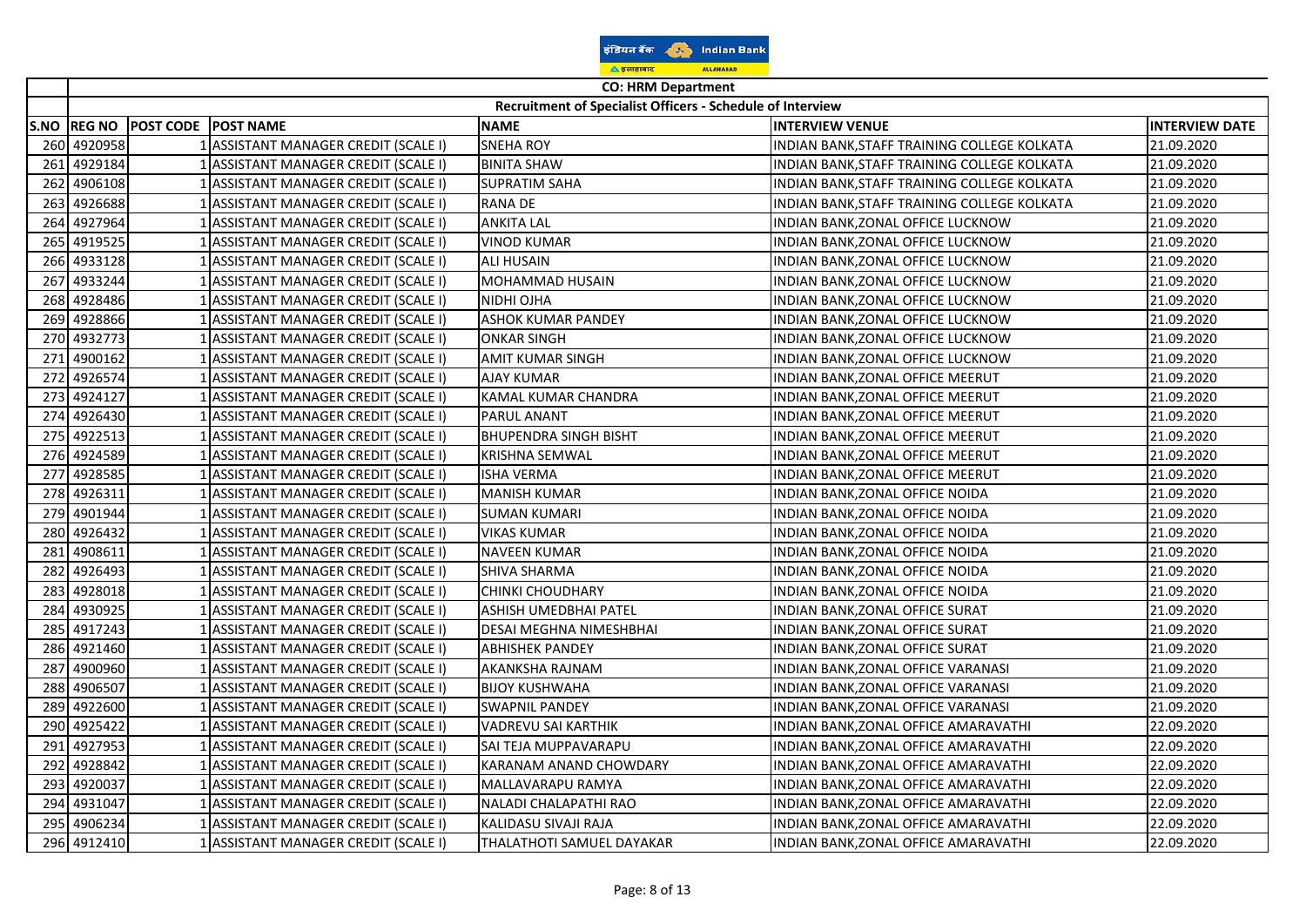| | CO: HRM Department | | | | | |
|---|---|---|---|---|---|---|
| | Recruitment of Specialist Officers - Schedule of Interview | | | | | |
| S.NO | REG NO | POST CODE | POST NAME | NAME | INTERVIEW VENUE | INTERVIEW DATE |
| 260 | 4920958 | 1 | ASSISTANT MANAGER CREDIT (SCALE I) | SNEHA ROY | INDIAN BANK,STAFF TRAINING COLLEGE KOLKATA | 21.09.2020 |
| 261 | 4929184 | 1 | ASSISTANT MANAGER CREDIT (SCALE I) | BINITA SHAW | INDIAN BANK,STAFF TRAINING COLLEGE KOLKATA | 21.09.2020 |
| 262 | 4906108 | 1 | ASSISTANT MANAGER CREDIT (SCALE I) | SUPRATIM SAHA | INDIAN BANK,STAFF TRAINING COLLEGE KOLKATA | 21.09.2020 |
| 263 | 4926688 | 1 | ASSISTANT MANAGER CREDIT (SCALE I) | RANA DE | INDIAN BANK,STAFF TRAINING COLLEGE KOLKATA | 21.09.2020 |
| 264 | 4927964 | 1 | ASSISTANT MANAGER CREDIT (SCALE I) | ANKITA LAL | INDIAN BANK,ZONAL OFFICE LUCKNOW | 21.09.2020 |
| 265 | 4919525 | 1 | ASSISTANT MANAGER CREDIT (SCALE I) | VINOD KUMAR | INDIAN BANK,ZONAL OFFICE LUCKNOW | 21.09.2020 |
| 266 | 4933128 | 1 | ASSISTANT MANAGER CREDIT (SCALE I) | ALI HUSAIN | INDIAN BANK,ZONAL OFFICE LUCKNOW | 21.09.2020 |
| 267 | 4933244 | 1 | ASSISTANT MANAGER CREDIT (SCALE I) | MOHAMMAD HUSAIN | INDIAN BANK,ZONAL OFFICE LUCKNOW | 21.09.2020 |
| 268 | 4928486 | 1 | ASSISTANT MANAGER CREDIT (SCALE I) | NIDHI OJHA | INDIAN BANK,ZONAL OFFICE LUCKNOW | 21.09.2020 |
| 269 | 4928866 | 1 | ASSISTANT MANAGER CREDIT (SCALE I) | ASHOK KUMAR PANDEY | INDIAN BANK,ZONAL OFFICE LUCKNOW | 21.09.2020 |
| 270 | 4932773 | 1 | ASSISTANT MANAGER CREDIT (SCALE I) | ONKAR SINGH | INDIAN BANK,ZONAL OFFICE LUCKNOW | 21.09.2020 |
| 271 | 4900162 | 1 | ASSISTANT MANAGER CREDIT (SCALE I) | AMIT KUMAR SINGH | INDIAN BANK,ZONAL OFFICE LUCKNOW | 21.09.2020 |
| 272 | 4926574 | 1 | ASSISTANT MANAGER CREDIT (SCALE I) | AJAY KUMAR | INDIAN BANK,ZONAL OFFICE MEERUT | 21.09.2020 |
| 273 | 4924127 | 1 | ASSISTANT MANAGER CREDIT (SCALE I) | KAMAL KUMAR CHANDRA | INDIAN BANK,ZONAL OFFICE MEERUT | 21.09.2020 |
| 274 | 4926430 | 1 | ASSISTANT MANAGER CREDIT (SCALE I) | PARUL ANANT | INDIAN BANK,ZONAL OFFICE MEERUT | 21.09.2020 |
| 275 | 4922513 | 1 | ASSISTANT MANAGER CREDIT (SCALE I) | BHUPENDRA SINGH BISHT | INDIAN BANK,ZONAL OFFICE MEERUT | 21.09.2020 |
| 276 | 4924589 | 1 | ASSISTANT MANAGER CREDIT (SCALE I) | KRISHNA SEMWAL | INDIAN BANK,ZONAL OFFICE MEERUT | 21.09.2020 |
| 277 | 4928585 | 1 | ASSISTANT MANAGER CREDIT (SCALE I) | ISHA VERMA | INDIAN BANK,ZONAL OFFICE MEERUT | 21.09.2020 |
| 278 | 4926311 | 1 | ASSISTANT MANAGER CREDIT (SCALE I) | MANISH KUMAR | INDIAN BANK,ZONAL OFFICE NOIDA | 21.09.2020 |
| 279 | 4901944 | 1 | ASSISTANT MANAGER CREDIT (SCALE I) | SUMAN KUMARI | INDIAN BANK,ZONAL OFFICE NOIDA | 21.09.2020 |
| 280 | 4926432 | 1 | ASSISTANT MANAGER CREDIT (SCALE I) | VIKAS KUMAR | INDIAN BANK,ZONAL OFFICE NOIDA | 21.09.2020 |
| 281 | 4908611 | 1 | ASSISTANT MANAGER CREDIT (SCALE I) | NAVEEN KUMAR | INDIAN BANK,ZONAL OFFICE NOIDA | 21.09.2020 |
| 282 | 4926493 | 1 | ASSISTANT MANAGER CREDIT (SCALE I) | SHIVA SHARMA | INDIAN BANK,ZONAL OFFICE NOIDA | 21.09.2020 |
| 283 | 4928018 | 1 | ASSISTANT MANAGER CREDIT (SCALE I) | CHINKI CHOUDHARY | INDIAN BANK,ZONAL OFFICE NOIDA | 21.09.2020 |
| 284 | 4930925 | 1 | ASSISTANT MANAGER CREDIT (SCALE I) | ASHISH UMEDBHAI PATEL | INDIAN BANK,ZONAL OFFICE SURAT | 21.09.2020 |
| 285 | 4917243 | 1 | ASSISTANT MANAGER CREDIT (SCALE I) | DESAI MEGHNA NIMESHBHAI | INDIAN BANK,ZONAL OFFICE SURAT | 21.09.2020 |
| 286 | 4921460 | 1 | ASSISTANT MANAGER CREDIT (SCALE I) | ABHISHEK PANDEY | INDIAN BANK,ZONAL OFFICE SURAT | 21.09.2020 |
| 287 | 4900960 | 1 | ASSISTANT MANAGER CREDIT (SCALE I) | AKANKSHA RAJNAM | INDIAN BANK,ZONAL OFFICE VARANASI | 21.09.2020 |
| 288 | 4906507 | 1 | ASSISTANT MANAGER CREDIT (SCALE I) | BIJOY KUSHWAHA | INDIAN BANK,ZONAL OFFICE VARANASI | 21.09.2020 |
| 289 | 4922600 | 1 | ASSISTANT MANAGER CREDIT (SCALE I) | SWAPNIL PANDEY | INDIAN BANK,ZONAL OFFICE VARANASI | 21.09.2020 |
| 290 | 4925422 | 1 | ASSISTANT MANAGER CREDIT (SCALE I) | VADREVU SAI KARTHIK | INDIAN BANK,ZONAL OFFICE AMARAVATHI | 22.09.2020 |
| 291 | 4927953 | 1 | ASSISTANT MANAGER CREDIT (SCALE I) | SAI TEJA MUPPAVARAPU | INDIAN BANK,ZONAL OFFICE AMARAVATHI | 22.09.2020 |
| 292 | 4928842 | 1 | ASSISTANT MANAGER CREDIT (SCALE I) | KARANAM ANAND CHOWDARY | INDIAN BANK,ZONAL OFFICE AMARAVATHI | 22.09.2020 |
| 293 | 4920037 | 1 | ASSISTANT MANAGER CREDIT (SCALE I) | MALLAVARAPU RAMYA | INDIAN BANK,ZONAL OFFICE AMARAVATHI | 22.09.2020 |
| 294 | 4931047 | 1 | ASSISTANT MANAGER CREDIT (SCALE I) | NALADI CHALAPATHI RAO | INDIAN BANK,ZONAL OFFICE AMARAVATHI | 22.09.2020 |
| 295 | 4906234 | 1 | ASSISTANT MANAGER CREDIT (SCALE I) | KALIDASU SIVAJI RAJA | INDIAN BANK,ZONAL OFFICE AMARAVATHI | 22.09.2020 |
| 296 | 4912410 | 1 | ASSISTANT MANAGER CREDIT (SCALE I) | THALATHOTI SAMUEL DAYAKAR | INDIAN BANK,ZONAL OFFICE AMARAVATHI | 22.09.2020 |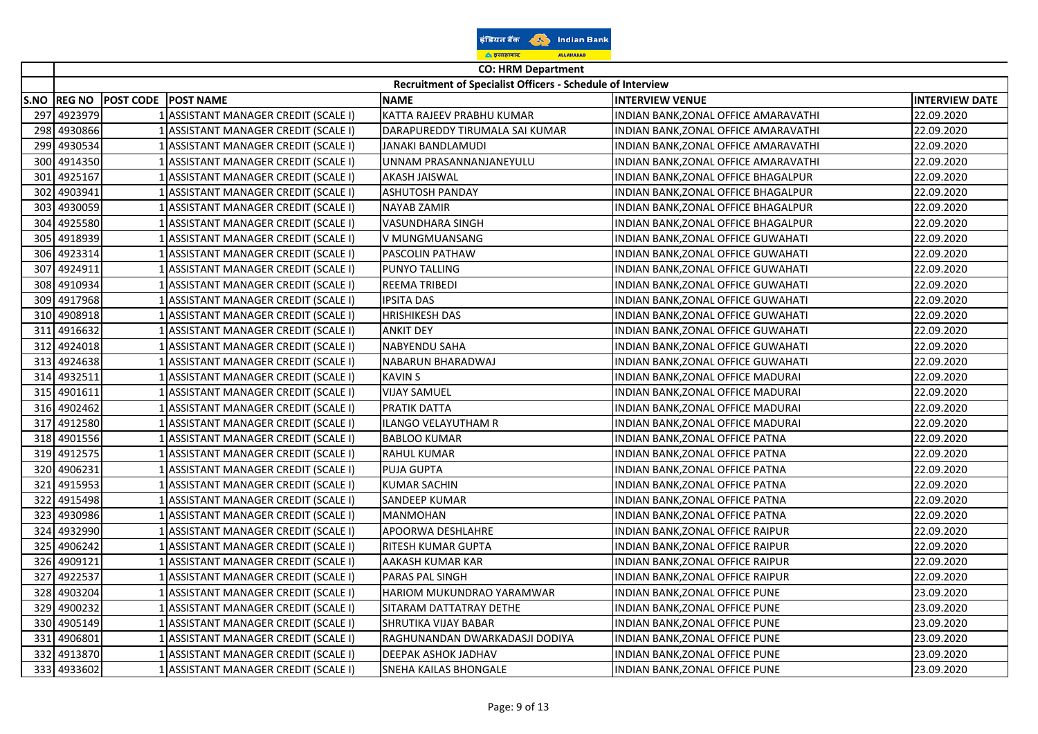CO: HRM Department

Recruitment of Specialist Officers - Schedule of Interview

| S.NO | REG NO | POST CODE | POST NAME | NAME | INTERVIEW VENUE | INTERVIEW DATE |
|---|---|---|---|---|---|---|
| 297 | 4923979 | 1 | ASSISTANT MANAGER CREDIT (SCALE I) | KATTA RAJEEV PRABHU KUMAR | INDIAN BANK,ZONAL OFFICE AMARAVATHI | 22.09.2020 |
| 298 | 4930866 | 1 | ASSISTANT MANAGER CREDIT (SCALE I) | DARAPUREDDY TIRUMALA SAI KUMAR | INDIAN BANK,ZONAL OFFICE AMARAVATHI | 22.09.2020 |
| 299 | 4930534 | 1 | ASSISTANT MANAGER CREDIT (SCALE I) | JANAKI BANDLAMUDI | INDIAN BANK,ZONAL OFFICE AMARAVATHI | 22.09.2020 |
| 300 | 4914350 | 1 | ASSISTANT MANAGER CREDIT (SCALE I) | UNNAM PRASANNANJANEYULU | INDIAN BANK,ZONAL OFFICE AMARAVATHI | 22.09.2020 |
| 301 | 4925167 | 1 | ASSISTANT MANAGER CREDIT (SCALE I) | AKASH JAISWAL | INDIAN BANK,ZONAL OFFICE BHAGALPUR | 22.09.2020 |
| 302 | 4903941 | 1 | ASSISTANT MANAGER CREDIT (SCALE I) | ASHUTOSH PANDAY | INDIAN BANK,ZONAL OFFICE BHAGALPUR | 22.09.2020 |
| 303 | 4930059 | 1 | ASSISTANT MANAGER CREDIT (SCALE I) | NAYAB ZAMIR | INDIAN BANK,ZONAL OFFICE BHAGALPUR | 22.09.2020 |
| 304 | 4925580 | 1 | ASSISTANT MANAGER CREDIT (SCALE I) | VASUNDHARA SINGH | INDIAN BANK,ZONAL OFFICE BHAGALPUR | 22.09.2020 |
| 305 | 4918939 | 1 | ASSISTANT MANAGER CREDIT (SCALE I) | V MUNGMUANSANG | INDIAN BANK,ZONAL OFFICE GUWAHATI | 22.09.2020 |
| 306 | 4923314 | 1 | ASSISTANT MANAGER CREDIT (SCALE I) | PASCOLIN PATHAW | INDIAN BANK,ZONAL OFFICE GUWAHATI | 22.09.2020 |
| 307 | 4924911 | 1 | ASSISTANT MANAGER CREDIT (SCALE I) | PUNYO TALLING | INDIAN BANK,ZONAL OFFICE GUWAHATI | 22.09.2020 |
| 308 | 4910934 | 1 | ASSISTANT MANAGER CREDIT (SCALE I) | REEMA TRIBEDI | INDIAN BANK,ZONAL OFFICE GUWAHATI | 22.09.2020 |
| 309 | 4917968 | 1 | ASSISTANT MANAGER CREDIT (SCALE I) | IPSITA DAS | INDIAN BANK,ZONAL OFFICE GUWAHATI | 22.09.2020 |
| 310 | 4908918 | 1 | ASSISTANT MANAGER CREDIT (SCALE I) | HRISHIKESH DAS | INDIAN BANK,ZONAL OFFICE GUWAHATI | 22.09.2020 |
| 311 | 4916632 | 1 | ASSISTANT MANAGER CREDIT (SCALE I) | ANKIT DEY | INDIAN BANK,ZONAL OFFICE GUWAHATI | 22.09.2020 |
| 312 | 4924018 | 1 | ASSISTANT MANAGER CREDIT (SCALE I) | NABYENDU SAHA | INDIAN BANK,ZONAL OFFICE GUWAHATI | 22.09.2020 |
| 313 | 4924638 | 1 | ASSISTANT MANAGER CREDIT (SCALE I) | NABARUN BHARADWAJ | INDIAN BANK,ZONAL OFFICE GUWAHATI | 22.09.2020 |
| 314 | 4932511 | 1 | ASSISTANT MANAGER CREDIT (SCALE I) | KAVIN S | INDIAN BANK,ZONAL OFFICE MADURAI | 22.09.2020 |
| 315 | 4901611 | 1 | ASSISTANT MANAGER CREDIT (SCALE I) | VIJAY SAMUEL | INDIAN BANK,ZONAL OFFICE MADURAI | 22.09.2020 |
| 316 | 4902462 | 1 | ASSISTANT MANAGER CREDIT (SCALE I) | PRATIK DATTA | INDIAN BANK,ZONAL OFFICE MADURAI | 22.09.2020 |
| 317 | 4912580 | 1 | ASSISTANT MANAGER CREDIT (SCALE I) | ILANGO VELAYUTHAM R | INDIAN BANK,ZONAL OFFICE MADURAI | 22.09.2020 |
| 318 | 4901556 | 1 | ASSISTANT MANAGER CREDIT (SCALE I) | BABLOO KUMAR | INDIAN BANK,ZONAL OFFICE PATNA | 22.09.2020 |
| 319 | 4912575 | 1 | ASSISTANT MANAGER CREDIT (SCALE I) | RAHUL KUMAR | INDIAN BANK,ZONAL OFFICE PATNA | 22.09.2020 |
| 320 | 4906231 | 1 | ASSISTANT MANAGER CREDIT (SCALE I) | PUJA GUPTA | INDIAN BANK,ZONAL OFFICE PATNA | 22.09.2020 |
| 321 | 4915953 | 1 | ASSISTANT MANAGER CREDIT (SCALE I) | KUMAR SACHIN | INDIAN BANK,ZONAL OFFICE PATNA | 22.09.2020 |
| 322 | 4915498 | 1 | ASSISTANT MANAGER CREDIT (SCALE I) | SANDEEP KUMAR | INDIAN BANK,ZONAL OFFICE PATNA | 22.09.2020 |
| 323 | 4930986 | 1 | ASSISTANT MANAGER CREDIT (SCALE I) | MANMOHAN | INDIAN BANK,ZONAL OFFICE PATNA | 22.09.2020 |
| 324 | 4932990 | 1 | ASSISTANT MANAGER CREDIT (SCALE I) | APOORWA DESHLAHRE | INDIAN BANK,ZONAL OFFICE RAIPUR | 22.09.2020 |
| 325 | 4906242 | 1 | ASSISTANT MANAGER CREDIT (SCALE I) | RITESH KUMAR GUPTA | INDIAN BANK,ZONAL OFFICE RAIPUR | 22.09.2020 |
| 326 | 4909121 | 1 | ASSISTANT MANAGER CREDIT (SCALE I) | AAKASH KUMAR KAR | INDIAN BANK,ZONAL OFFICE RAIPUR | 22.09.2020 |
| 327 | 4922537 | 1 | ASSISTANT MANAGER CREDIT (SCALE I) | PARAS PAL SINGH | INDIAN BANK,ZONAL OFFICE RAIPUR | 22.09.2020 |
| 328 | 4903204 | 1 | ASSISTANT MANAGER CREDIT (SCALE I) | HARIOM MUKUNDRAO YARAMWAR | INDIAN BANK,ZONAL OFFICE PUNE | 23.09.2020 |
| 329 | 4900232 | 1 | ASSISTANT MANAGER CREDIT (SCALE I) | SITARAM DATTATRAY DETHE | INDIAN BANK,ZONAL OFFICE PUNE | 23.09.2020 |
| 330 | 4905149 | 1 | ASSISTANT MANAGER CREDIT (SCALE I) | SHRUTIKA VIJAY BABAR | INDIAN BANK,ZONAL OFFICE PUNE | 23.09.2020 |
| 331 | 4906801 | 1 | ASSISTANT MANAGER CREDIT (SCALE I) | RAGHUNANDAN DWARKADASJI DODIYA | INDIAN BANK,ZONAL OFFICE PUNE | 23.09.2020 |
| 332 | 4913870 | 1 | ASSISTANT MANAGER CREDIT (SCALE I) | DEEPAK ASHOK JADHAV | INDIAN BANK,ZONAL OFFICE PUNE | 23.09.2020 |
| 333 | 4933602 | 1 | ASSISTANT MANAGER CREDIT (SCALE I) | SNEHA KAILAS BHONGALE | INDIAN BANK,ZONAL OFFICE PUNE | 23.09.2020 |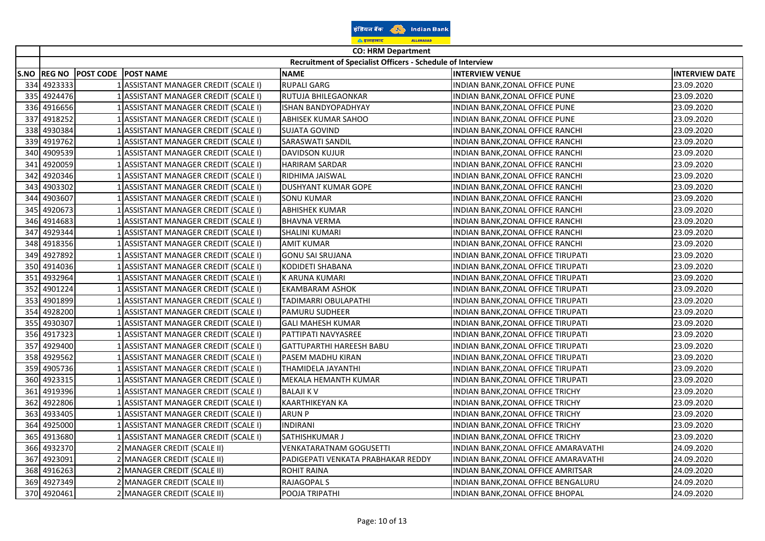इंडियन बैंक Indian Bank

इलाहाबाद ALLAHABAD

| S.NO | REG NO | POST CODE | POST NAME | NAME | INTERVIEW VENUE | INTERVIEW DATE |
|---|---|---|---|---|---|---|
| | CO: HRM Department | | | | | |
| | Recruitment of Specialist Officers - Schedule of Interview | | | | | |
| 334 | 4923333 | 1 | ASSISTANT MANAGER CREDIT (SCALE I) | RUPALI GARG | INDIAN BANK,ZONAL OFFICE PUNE | 23.09.2020 |
| 335 | 4924476 | 1 | ASSISTANT MANAGER CREDIT (SCALE I) | RUTUJA BHILEGAONKAR | INDIAN BANK,ZONAL OFFICE PUNE | 23.09.2020 |
| 336 | 4916656 | 1 | ASSISTANT MANAGER CREDIT (SCALE I) | ISHAN BANDYOPADHYAY | INDIAN BANK,ZONAL OFFICE PUNE | 23.09.2020 |
| 337 | 4918252 | 1 | ASSISTANT MANAGER CREDIT (SCALE I) | ABHISEK KUMAR SAHOO | INDIAN BANK,ZONAL OFFICE PUNE | 23.09.2020 |
| 338 | 4930384 | 1 | ASSISTANT MANAGER CREDIT (SCALE I) | SUJATA GOVIND | INDIAN BANK,ZONAL OFFICE RANCHI | 23.09.2020 |
| 339 | 4919762 | 1 | ASSISTANT MANAGER CREDIT (SCALE I) | SARASWATI SANDIL | INDIAN BANK,ZONAL OFFICE RANCHI | 23.09.2020 |
| 340 | 4909539 | 1 | ASSISTANT MANAGER CREDIT (SCALE I) | DAVIDSON KUJUR | INDIAN BANK,ZONAL OFFICE RANCHI | 23.09.2020 |
| 341 | 4920059 | 1 | ASSISTANT MANAGER CREDIT (SCALE I) | HARIRAM SARDAR | INDIAN BANK,ZONAL OFFICE RANCHI | 23.09.2020 |
| 342 | 4920346 | 1 | ASSISTANT MANAGER CREDIT (SCALE I) | RIDHIMA JAISWAL | INDIAN BANK,ZONAL OFFICE RANCHI | 23.09.2020 |
| 343 | 4903302 | 1 | ASSISTANT MANAGER CREDIT (SCALE I) | DUSHYANT KUMAR GOPE | INDIAN BANK,ZONAL OFFICE RANCHI | 23.09.2020 |
| 344 | 4903607 | 1 | ASSISTANT MANAGER CREDIT (SCALE I) | SONU KUMAR | INDIAN BANK,ZONAL OFFICE RANCHI | 23.09.2020 |
| 345 | 4920673 | 1 | ASSISTANT MANAGER CREDIT (SCALE I) | ABHISHEK KUMAR | INDIAN BANK,ZONAL OFFICE RANCHI | 23.09.2020 |
| 346 | 4914683 | 1 | ASSISTANT MANAGER CREDIT (SCALE I) | BHAVNA VERMA | INDIAN BANK,ZONAL OFFICE RANCHI | 23.09.2020 |
| 347 | 4929344 | 1 | ASSISTANT MANAGER CREDIT (SCALE I) | SHALINI KUMARI | INDIAN BANK,ZONAL OFFICE RANCHI | 23.09.2020 |
| 348 | 4918356 | 1 | ASSISTANT MANAGER CREDIT (SCALE I) | AMIT KUMAR | INDIAN BANK,ZONAL OFFICE RANCHI | 23.09.2020 |
| 349 | 4927892 | 1 | ASSISTANT MANAGER CREDIT (SCALE I) | GONU SAI SRUJANA | INDIAN BANK,ZONAL OFFICE TIRUPATI | 23.09.2020 |
| 350 | 4914036 | 1 | ASSISTANT MANAGER CREDIT (SCALE I) | KODIDETI SHABANA | INDIAN BANK,ZONAL OFFICE TIRUPATI | 23.09.2020 |
| 351 | 4932964 | 1 | ASSISTANT MANAGER CREDIT (SCALE I) | K ARUNA KUMARI | INDIAN BANK,ZONAL OFFICE TIRUPATI | 23.09.2020 |
| 352 | 4901224 | 1 | ASSISTANT MANAGER CREDIT (SCALE I) | EKAMBARAM ASHOK | INDIAN BANK,ZONAL OFFICE TIRUPATI | 23.09.2020 |
| 353 | 4901899 | 1 | ASSISTANT MANAGER CREDIT (SCALE I) | TADIMARRI OBULAPATHI | INDIAN BANK,ZONAL OFFICE TIRUPATI | 23.09.2020 |
| 354 | 4928200 | 1 | ASSISTANT MANAGER CREDIT (SCALE I) | PAMURU SUDHEER | INDIAN BANK,ZONAL OFFICE TIRUPATI | 23.09.2020 |
| 355 | 4930307 | 1 | ASSISTANT MANAGER CREDIT (SCALE I) | GALI MAHESH KUMAR | INDIAN BANK,ZONAL OFFICE TIRUPATI | 23.09.2020 |
| 356 | 4917323 | 1 | ASSISTANT MANAGER CREDIT (SCALE I) | PATTIPATI NAVYASREE | INDIAN BANK,ZONAL OFFICE TIRUPATI | 23.09.2020 |
| 357 | 4929400 | 1 | ASSISTANT MANAGER CREDIT (SCALE I) | GATTUPARTHI HAREESH BABU | INDIAN BANK,ZONAL OFFICE TIRUPATI | 23.09.2020 |
| 358 | 4929562 | 1 | ASSISTANT MANAGER CREDIT (SCALE I) | PASEM MADHU KIRAN | INDIAN BANK,ZONAL OFFICE TIRUPATI | 23.09.2020 |
| 359 | 4905736 | 1 | ASSISTANT MANAGER CREDIT (SCALE I) | THAMIDELA JAYANTHI | INDIAN BANK,ZONAL OFFICE TIRUPATI | 23.09.2020 |
| 360 | 4923315 | 1 | ASSISTANT MANAGER CREDIT (SCALE I) | MEKALA HEMANTH KUMAR | INDIAN BANK,ZONAL OFFICE TIRUPATI | 23.09.2020 |
| 361 | 4919396 | 1 | ASSISTANT MANAGER CREDIT (SCALE I) | BALAJI K V | INDIAN BANK,ZONAL OFFICE TRICHY | 23.09.2020 |
| 362 | 4922806 | 1 | ASSISTANT MANAGER CREDIT (SCALE I) | KAARTHIKEYAN KA | INDIAN BANK,ZONAL OFFICE TRICHY | 23.09.2020 |
| 363 | 4933405 | 1 | ASSISTANT MANAGER CREDIT (SCALE I) | ARUN P | INDIAN BANK,ZONAL OFFICE TRICHY | 23.09.2020 |
| 364 | 4925000 | 1 | ASSISTANT MANAGER CREDIT (SCALE I) | INDIRANI | INDIAN BANK,ZONAL OFFICE TRICHY | 23.09.2020 |
| 365 | 4913680 | 1 | ASSISTANT MANAGER CREDIT (SCALE I) | SATHISHKUMAR J | INDIAN BANK,ZONAL OFFICE TRICHY | 23.09.2020 |
| 366 | 4932370 | 2 | MANAGER CREDIT (SCALE II) | VENKATARATNAM GOGUSETTI | INDIAN BANK,ZONAL OFFICE AMARAVATHI | 24.09.2020 |
| 367 | 4923091 | 2 | MANAGER CREDIT (SCALE II) | PADIGEPATI VENKATA PRABHAKAR REDDY | INDIAN BANK,ZONAL OFFICE AMARAVATHI | 24.09.2020 |
| 368 | 4916263 | 2 | MANAGER CREDIT (SCALE II) | ROHIT RAINA | INDIAN BANK,ZONAL OFFICE AMRITSAR | 24.09.2020 |
| 369 | 4927349 | 2 | MANAGER CREDIT (SCALE II) | RAJAGOPAL S | INDIAN BANK,ZONAL OFFICE BENGALURU | 24.09.2020 |
| 370 | 4920461 | 2 | MANAGER CREDIT (SCALE II) | POOJA TRIPATHI | INDIAN BANK,ZONAL OFFICE BHOPAL | 24.09.2020 |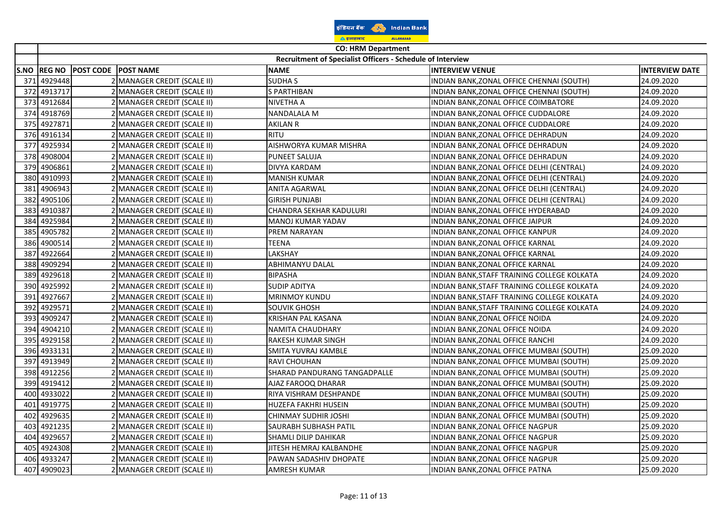| | CO: HRM Department | | | | | |
|---|---|---|---|---|---|---|
| | Recruitment of Specialist Officers - Schedule of Interview | | | | | |
| S.NO | REG NO | POST CODE | POST NAME | NAME | INTERVIEW VENUE | INTERVIEW DATE |
| 371 | 4929448 | 2 | MANAGER CREDIT (SCALE II) | SUDHA S | INDIAN BANK,ZONAL OFFICE CHENNAI (SOUTH) | 24.09.2020 |
| 372 | 4913717 | 2 | MANAGER CREDIT (SCALE II) | S PARTHIBAN | INDIAN BANK,ZONAL OFFICE CHENNAI (SOUTH) | 24.09.2020 |
| 373 | 4912684 | 2 | MANAGER CREDIT (SCALE II) | NIVETHA A | INDIAN BANK,ZONAL OFFICE COIMBATORE | 24.09.2020 |
| 374 | 4918769 | 2 | MANAGER CREDIT (SCALE II) | NANDALALA M | INDIAN BANK,ZONAL OFFICE CUDDALORE | 24.09.2020 |
| 375 | 4927871 | 2 | MANAGER CREDIT (SCALE II) | AKILAN R | INDIAN BANK,ZONAL OFFICE CUDDALORE | 24.09.2020 |
| 376 | 4916134 | 2 | MANAGER CREDIT (SCALE II) | RITU | INDIAN BANK,ZONAL OFFICE DEHRADUN | 24.09.2020 |
| 377 | 4925934 | 2 | MANAGER CREDIT (SCALE II) | AISHWORYA KUMAR MISHRA | INDIAN BANK,ZONAL OFFICE DEHRADUN | 24.09.2020 |
| 378 | 4908004 | 2 | MANAGER CREDIT (SCALE II) | PUNEET SALUJA | INDIAN BANK,ZONAL OFFICE DEHRADUN | 24.09.2020 |
| 379 | 4906861 | 2 | MANAGER CREDIT (SCALE II) | DIVYA KARDAM | INDIAN BANK,ZONAL OFFICE DELHI (CENTRAL) | 24.09.2020 |
| 380 | 4910993 | 2 | MANAGER CREDIT (SCALE II) | MANISH KUMAR | INDIAN BANK,ZONAL OFFICE DELHI (CENTRAL) | 24.09.2020 |
| 381 | 4906943 | 2 | MANAGER CREDIT (SCALE II) | ANITA AGARWAL | INDIAN BANK,ZONAL OFFICE DELHI (CENTRAL) | 24.09.2020 |
| 382 | 4905106 | 2 | MANAGER CREDIT (SCALE II) | GIRISH PUNJABI | INDIAN BANK,ZONAL OFFICE DELHI (CENTRAL) | 24.09.2020 |
| 383 | 4910387 | 2 | MANAGER CREDIT (SCALE II) | CHANDRA SEKHAR KADULURI | INDIAN BANK,ZONAL OFFICE HYDERABAD | 24.09.2020 |
| 384 | 4925984 | 2 | MANAGER CREDIT (SCALE II) | MANOJ KUMAR YADAV | INDIAN BANK,ZONAL OFFICE JAIPUR | 24.09.2020 |
| 385 | 4905782 | 2 | MANAGER CREDIT (SCALE II) | PREM NARAYAN | INDIAN BANK,ZONAL OFFICE KANPUR | 24.09.2020 |
| 386 | 4900514 | 2 | MANAGER CREDIT (SCALE II) | TEENA | INDIAN BANK,ZONAL OFFICE KARNAL | 24.09.2020 |
| 387 | 4922664 | 2 | MANAGER CREDIT (SCALE II) | LAKSHAY | INDIAN BANK,ZONAL OFFICE KARNAL | 24.09.2020 |
| 388 | 4909294 | 2 | MANAGER CREDIT (SCALE II) | ABHIMANYU DALAL | INDIAN BANK,ZONAL OFFICE KARNAL | 24.09.2020 |
| 389 | 4929618 | 2 | MANAGER CREDIT (SCALE II) | BIPASHA | INDIAN BANK,STAFF TRAINING COLLEGE KOLKATA | 24.09.2020 |
| 390 | 4925992 | 2 | MANAGER CREDIT (SCALE II) | SUDIP ADITYA | INDIAN BANK,STAFF TRAINING COLLEGE KOLKATA | 24.09.2020 |
| 391 | 4927667 | 2 | MANAGER CREDIT (SCALE II) | MRINMOY KUNDU | INDIAN BANK,STAFF TRAINING COLLEGE KOLKATA | 24.09.2020 |
| 392 | 4929571 | 2 | MANAGER CREDIT (SCALE II) | SOUVIK GHOSH | INDIAN BANK,STAFF TRAINING COLLEGE KOLKATA | 24.09.2020 |
| 393 | 4909247 | 2 | MANAGER CREDIT (SCALE II) | KRISHAN PAL KASANA | INDIAN BANK,ZONAL OFFICE NOIDA | 24.09.2020 |
| 394 | 4904210 | 2 | MANAGER CREDIT (SCALE II) | NAMITA CHAUDHARY | INDIAN BANK,ZONAL OFFICE NOIDA | 24.09.2020 |
| 395 | 4929158 | 2 | MANAGER CREDIT (SCALE II) | RAKESH KUMAR SINGH | INDIAN BANK,ZONAL OFFICE RANCHI | 24.09.2020 |
| 396 | 4933131 | 2 | MANAGER CREDIT (SCALE II) | SMITA YUVRAJ KAMBLE | INDIAN BANK,ZONAL OFFICE MUMBAI (SOUTH) | 25.09.2020 |
| 397 | 4913949 | 2 | MANAGER CREDIT (SCALE II) | RAVI CHOUHAN | INDIAN BANK,ZONAL OFFICE MUMBAI (SOUTH) | 25.09.2020 |
| 398 | 4912256 | 2 | MANAGER CREDIT (SCALE II) | SHARAD PANDURANG TANGADPALLE | INDIAN BANK,ZONAL OFFICE MUMBAI (SOUTH) | 25.09.2020 |
| 399 | 4919412 | 2 | MANAGER CREDIT (SCALE II) | AJAZ FAROOQ DHARAR | INDIAN BANK,ZONAL OFFICE MUMBAI (SOUTH) | 25.09.2020 |
| 400 | 4933022 | 2 | MANAGER CREDIT (SCALE II) | RIYA VISHRAM DESHPANDE | INDIAN BANK,ZONAL OFFICE MUMBAI (SOUTH) | 25.09.2020 |
| 401 | 4919775 | 2 | MANAGER CREDIT (SCALE II) | HUZEFA FAKHRI HUSEIN | INDIAN BANK,ZONAL OFFICE MUMBAI (SOUTH) | 25.09.2020 |
| 402 | 4929635 | 2 | MANAGER CREDIT (SCALE II) | CHINMAY SUDHIR JOSHI | INDIAN BANK,ZONAL OFFICE MUMBAI (SOUTH) | 25.09.2020 |
| 403 | 4921235 | 2 | MANAGER CREDIT (SCALE II) | SAURABH SUBHASH PATIL | INDIAN BANK,ZONAL OFFICE NAGPUR | 25.09.2020 |
| 404 | 4929657 | 2 | MANAGER CREDIT (SCALE II) | SHAMLI DILIP DAHIKAR | INDIAN BANK,ZONAL OFFICE NAGPUR | 25.09.2020 |
| 405 | 4924308 | 2 | MANAGER CREDIT (SCALE II) | JITESH HEMRAJ KALBANDHE | INDIAN BANK,ZONAL OFFICE NAGPUR | 25.09.2020 |
| 406 | 4933247 | 2 | MANAGER CREDIT (SCALE II) | PAWAN SADASHIV DHOPATE | INDIAN BANK,ZONAL OFFICE NAGPUR | 25.09.2020 |
| 407 | 4909023 | 2 | MANAGER CREDIT (SCALE II) | AMRESH KUMAR | INDIAN BANK,ZONAL OFFICE PATNA | 25.09.2020 |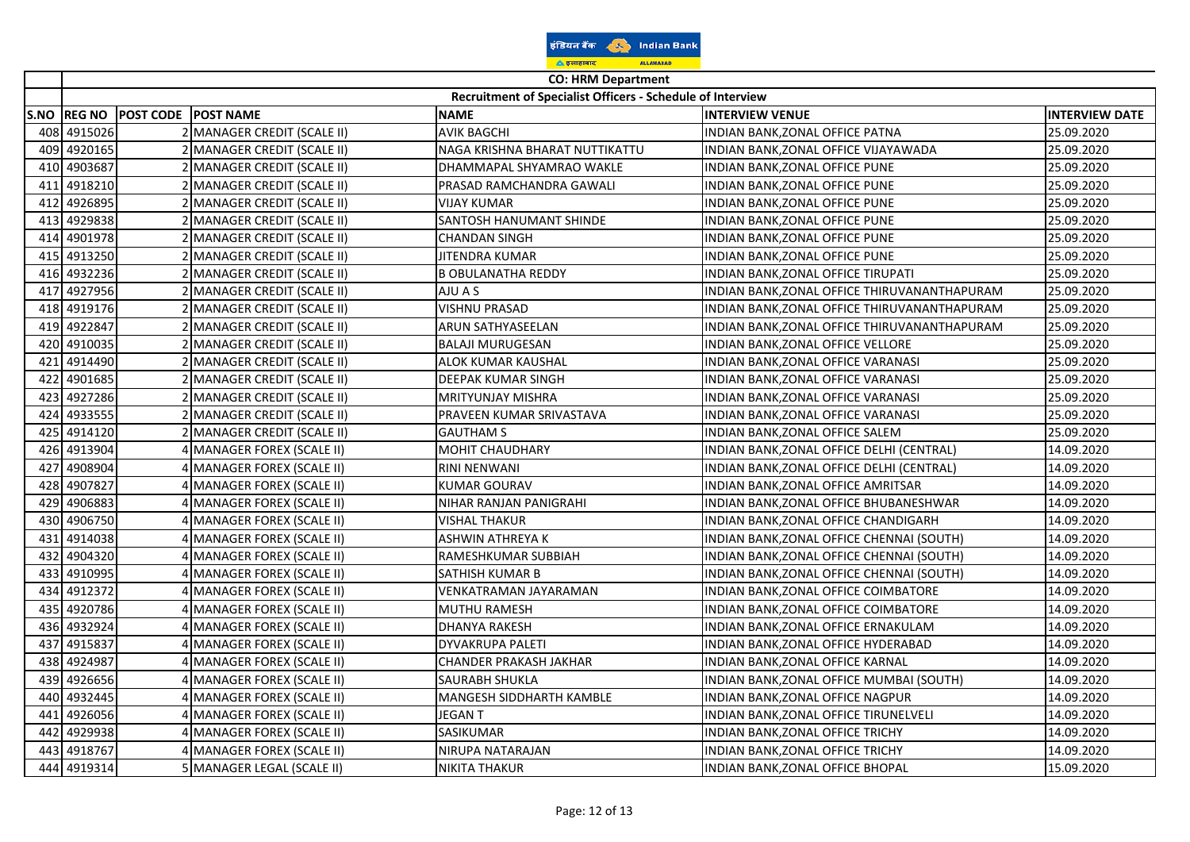| | CO: HRM Department | | | | | |
|---|---|---|---|---|---|---|
| | Recruitment of Specialist Officers - Schedule of Interview | | | | | |
| S.NO | REG NO | POST CODE | POST NAME | NAME | INTERVIEW VENUE | INTERVIEW DATE |
| 408 | 4915026 | 2 | MANAGER CREDIT (SCALE II) | AVIK BAGCHI | INDIAN BANK,ZONAL OFFICE PATNA | 25.09.2020 |
| 409 | 4920165 | 2 | MANAGER CREDIT (SCALE II) | NAGA KRISHNA BHARAT NUTTIKATTU | INDIAN BANK,ZONAL OFFICE VIJAYAWADA | 25.09.2020 |
| 410 | 4903687 | 2 | MANAGER CREDIT (SCALE II) | DHAMMAPAL SHYAMRAO WAKLE | INDIAN BANK,ZONAL OFFICE PUNE | 25.09.2020 |
| 411 | 4918210 | 2 | MANAGER CREDIT (SCALE II) | PRASAD RAMCHANDRA GAWALI | INDIAN BANK,ZONAL OFFICE PUNE | 25.09.2020 |
| 412 | 4926895 | 2 | MANAGER CREDIT (SCALE II) | VIJAY KUMAR | INDIAN BANK,ZONAL OFFICE PUNE | 25.09.2020 |
| 413 | 4929838 | 2 | MANAGER CREDIT (SCALE II) | SANTOSH HANUMANT SHINDE | INDIAN BANK,ZONAL OFFICE PUNE | 25.09.2020 |
| 414 | 4901978 | 2 | MANAGER CREDIT (SCALE II) | CHANDAN SINGH | INDIAN BANK,ZONAL OFFICE PUNE | 25.09.2020 |
| 415 | 4913250 | 2 | MANAGER CREDIT (SCALE II) | JITENDRA KUMAR | INDIAN BANK,ZONAL OFFICE PUNE | 25.09.2020 |
| 416 | 4932236 | 2 | MANAGER CREDIT (SCALE II) | B OBULANATHA REDDY | INDIAN BANK,ZONAL OFFICE TIRUPATI | 25.09.2020 |
| 417 | 4927956 | 2 | MANAGER CREDIT (SCALE II) | AJU A S | INDIAN BANK,ZONAL OFFICE THIRUVANANTHAPURAM | 25.09.2020 |
| 418 | 4919176 | 2 | MANAGER CREDIT (SCALE II) | VISHNU PRASAD | INDIAN BANK,ZONAL OFFICE THIRUVANANTHAPURAM | 25.09.2020 |
| 419 | 4922847 | 2 | MANAGER CREDIT (SCALE II) | ARUN SATHYASEELAN | INDIAN BANK,ZONAL OFFICE THIRUVANANTHAPURAM | 25.09.2020 |
| 420 | 4910035 | 2 | MANAGER CREDIT (SCALE II) | BALAJI MURUGESAN | INDIAN BANK,ZONAL OFFICE VELLORE | 25.09.2020 |
| 421 | 4914490 | 2 | MANAGER CREDIT (SCALE II) | ALOK KUMAR KAUSHAL | INDIAN BANK,ZONAL OFFICE VARANASI | 25.09.2020 |
| 422 | 4901685 | 2 | MANAGER CREDIT (SCALE II) | DEEPAK KUMAR SINGH | INDIAN BANK,ZONAL OFFICE VARANASI | 25.09.2020 |
| 423 | 4927286 | 2 | MANAGER CREDIT (SCALE II) | MRITYUNJAY MISHRA | INDIAN BANK,ZONAL OFFICE VARANASI | 25.09.2020 |
| 424 | 4933555 | 2 | MANAGER CREDIT (SCALE II) | PRAVEEN KUMAR SRIVASTAVA | INDIAN BANK,ZONAL OFFICE VARANASI | 25.09.2020 |
| 425 | 4914120 | 2 | MANAGER CREDIT (SCALE II) | GAUTHAM S | INDIAN BANK,ZONAL OFFICE SALEM | 25.09.2020 |
| 426 | 4913904 | 4 | MANAGER FOREX (SCALE II) | MOHIT CHAUDHARY | INDIAN BANK,ZONAL OFFICE DELHI (CENTRAL) | 14.09.2020 |
| 427 | 4908904 | 4 | MANAGER FOREX (SCALE II) | RINI NENWANI | INDIAN BANK,ZONAL OFFICE DELHI (CENTRAL) | 14.09.2020 |
| 428 | 4907827 | 4 | MANAGER FOREX (SCALE II) | KUMAR GOURAV | INDIAN BANK,ZONAL OFFICE AMRITSAR | 14.09.2020 |
| 429 | 4906883 | 4 | MANAGER FOREX (SCALE II) | NIHAR RANJAN PANIGRAHI | INDIAN BANK,ZONAL OFFICE BHUBANESHWAR | 14.09.2020 |
| 430 | 4906750 | 4 | MANAGER FOREX (SCALE II) | VISHAL THAKUR | INDIAN BANK,ZONAL OFFICE CHANDIGARH | 14.09.2020 |
| 431 | 4914038 | 4 | MANAGER FOREX (SCALE II) | ASHWIN ATHREYA K | INDIAN BANK,ZONAL OFFICE CHENNAI (SOUTH) | 14.09.2020 |
| 432 | 4904320 | 4 | MANAGER FOREX (SCALE II) | RAMESHKUMAR SUBBIAH | INDIAN BANK,ZONAL OFFICE CHENNAI (SOUTH) | 14.09.2020 |
| 433 | 4910995 | 4 | MANAGER FOREX (SCALE II) | SATHISH KUMAR B | INDIAN BANK,ZONAL OFFICE CHENNAI (SOUTH) | 14.09.2020 |
| 434 | 4912372 | 4 | MANAGER FOREX (SCALE II) | VENKATRAMAN JAYARAMAN | INDIAN BANK,ZONAL OFFICE COIMBATORE | 14.09.2020 |
| 435 | 4920786 | 4 | MANAGER FOREX (SCALE II) | MUTHU RAMESH | INDIAN BANK,ZONAL OFFICE COIMBATORE | 14.09.2020 |
| 436 | 4932924 | 4 | MANAGER FOREX (SCALE II) | DHANYA RAKESH | INDIAN BANK,ZONAL OFFICE ERNAKULAM | 14.09.2020 |
| 437 | 4915837 | 4 | MANAGER FOREX (SCALE II) | DYVAKRUPA PALETI | INDIAN BANK,ZONAL OFFICE HYDERABAD | 14.09.2020 |
| 438 | 4924987 | 4 | MANAGER FOREX (SCALE II) | CHANDER PRAKASH JAKHAR | INDIAN BANK,ZONAL OFFICE KARNAL | 14.09.2020 |
| 439 | 4926656 | 4 | MANAGER FOREX (SCALE II) | SAURABH SHUKLA | INDIAN BANK,ZONAL OFFICE MUMBAI (SOUTH) | 14.09.2020 |
| 440 | 4932445 | 4 | MANAGER FOREX (SCALE II) | MANGESH SIDDHARTH KAMBLE | INDIAN BANK,ZONAL OFFICE NAGPUR | 14.09.2020 |
| 441 | 4926056 | 4 | MANAGER FOREX (SCALE II) | JEGAN T | INDIAN BANK,ZONAL OFFICE TIRUNELVELI | 14.09.2020 |
| 442 | 4929938 | 4 | MANAGER FOREX (SCALE II) | SASIKUMAR | INDIAN BANK,ZONAL OFFICE TRICHY | 14.09.2020 |
| 443 | 4918767 | 4 | MANAGER FOREX (SCALE II) | NIRUPA NATARAJAN | INDIAN BANK,ZONAL OFFICE TRICHY | 14.09.2020 |
| 444 | 4919314 | 5 | MANAGER LEGAL (SCALE II) | NIKITA THAKUR | INDIAN BANK,ZONAL OFFICE BHOPAL | 15.09.2020 |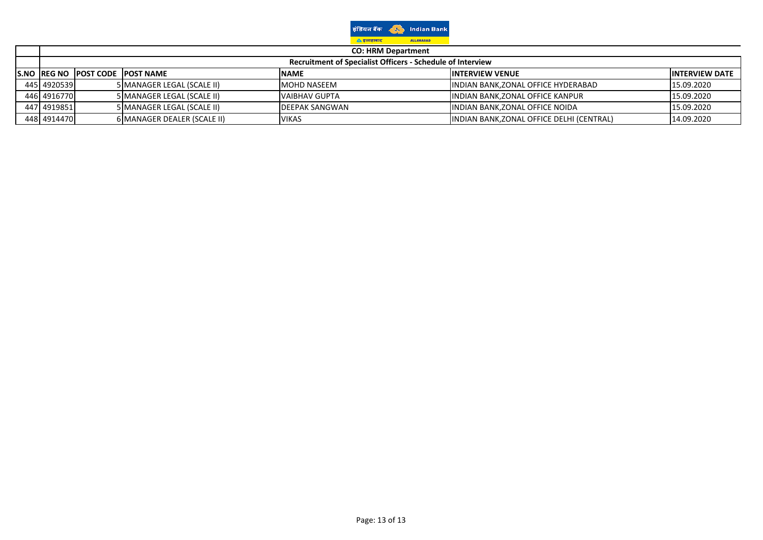**CO: HRM Department**

**Recruitment of Specialist Officers - Schedule of Interview**

| S.NO | REG NO | POST CODE | POST NAME | NAME | INTERVIEW VENUE | INTERVIEW DATE |
|---|---|---|---|---|---|---|
| 445 | 4920539 | 5 | MANAGER LEGAL (SCALE II) | MOHD NASEEM | INDIAN BANK,ZONAL OFFICE HYDERABAD | 15.09.2020 |
| 446 | 4916770 | 5 | MANAGER LEGAL (SCALE II) | VAIBHAV GUPTA | INDIAN BANK,ZONAL OFFICE KANPUR | 15.09.2020 |
| 447 | 4919851 | 5 | MANAGER LEGAL (SCALE II) | DEEPAK SANGWAN | INDIAN BANK,ZONAL OFFICE NOIDA | 15.09.2020 |
| 448 | 4914470 | 6 | MANAGER DEALER (SCALE II) | VIKAS | INDIAN BANK,ZONAL OFFICE DELHI (CENTRAL) | 14.09.2020 |